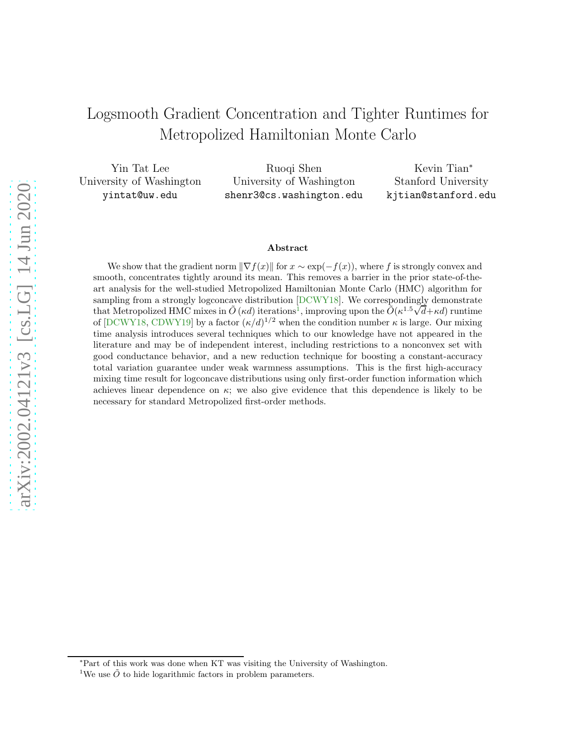# Logsmooth Gradient Concentration and Tighter Runtimes for Metropolized Hamiltonian Monte Carlo

Yin Tat Lee
University of Washington
yintat@uw.edu

Ruoqi Shen
University of Washington
shenr3@cs.washington.edu

Kevin Tian[*]
Stanford University
kjtian@stanford.edu

### Abstract

We show that the gradient norm $\|\nabla f(x)\|$ for $x \sim \exp(-f(x))$, where $f$ is strongly convex and smooth, concentrates tightly around its mean. This removes a barrier in the prior state-of-the-art analysis for the well-studied Metropolized Hamiltonian Monte Carlo (HMC) algorithm for sampling from a strongly logconcave distribution [DCWY18]. We correspondingly demonstrate that Metropolized HMC mixes in $\tilde{O}(\kappa d)$ iterations[1], improving upon the $\tilde{O}(\kappa^{1.5}\sqrt{d}+\kappa d)$ runtime of [DCWY18, CDWY19] by a factor $(\kappa/d)^{1/2}$ when the condition number $\kappa$ is large. Our mixing time analysis introduces several techniques which to our knowledge have not appeared in the literature and may be of independent interest, including restrictions to a nonconvex set with good conductance behavior, and a new reduction technique for boosting a constant-accuracy total variation guarantee under weak warmness assumptions. This is the first high-accuracy mixing time result for logconcave distributions using only first-order function information which achieves linear dependence on $\kappa$; we also give evidence that this dependence is likely to be necessary for standard Metropolized first-order methods.

[*]Part of this work was done when KT was visiting the University of Washington.

[1]We use $\tilde{O}$ to hide logarithmic factors in problem parameters.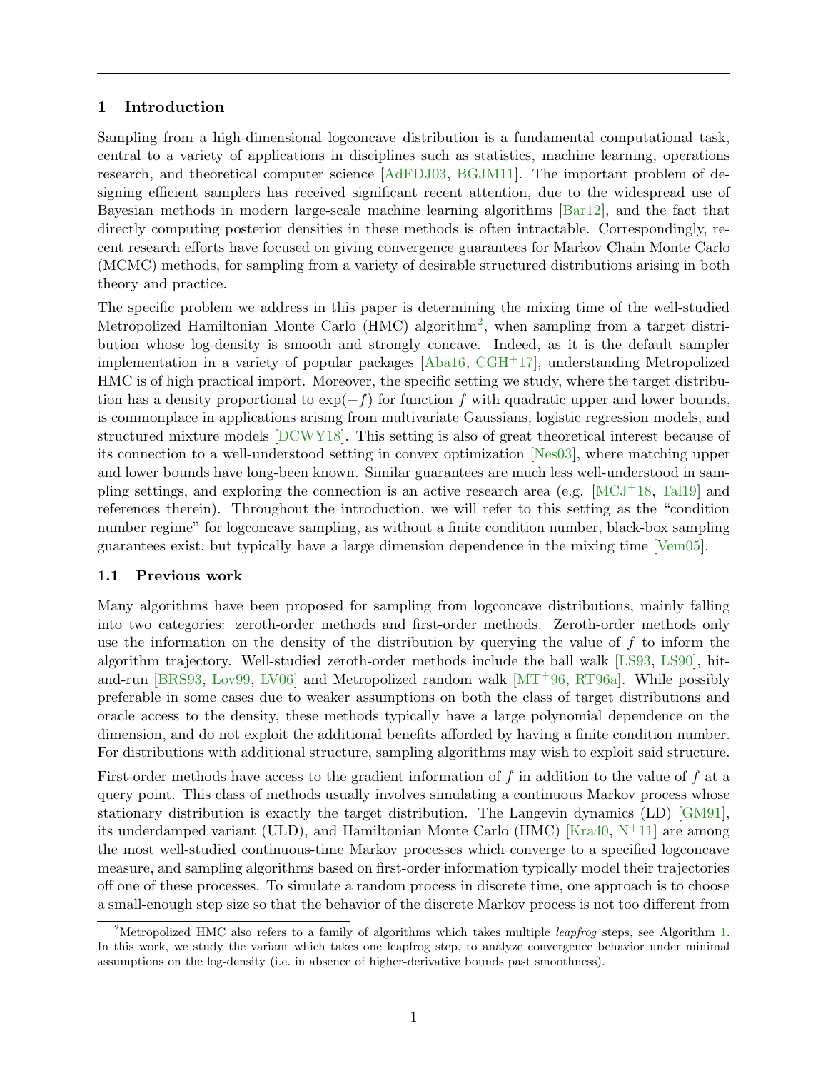## 1 Introduction

Sampling from a high-dimensional logconcave distribution is a fundamental computational task, central to a variety of applications in disciplines such as statistics, machine learning, operations research, and theoretical computer science [AdFDJ03, BGJM11]. The important problem of designing efficient samplers has received significant recent attention, due to the widespread use of Bayesian methods in modern large-scale machine learning algorithms [Bar12], and the fact that directly computing posterior densities in these methods is often intractable. Correspondingly, recent research efforts have focused on giving convergence guarantees for Markov Chain Monte Carlo (MCMC) methods, for sampling from a variety of desirable structured distributions arising in both theory and practice.

The specific problem we address in this paper is determining the mixing time of the well-studied Metropolized Hamiltonian Monte Carlo (HMC) algorithm[2], when sampling from a target distribution whose log-density is smooth and strongly concave. Indeed, as it is the default sampler implementation in a variety of popular packages [Aba16, CGH+17], understanding Metropolized HMC is of high practical import. Moreover, the specific setting we study, where the target distribution has a density proportional to $\exp(-f)$ for function $f$ with quadratic upper and lower bounds, is commonplace in applications arising from multivariate Gaussians, logistic regression models, and structured mixture models [DCWY18]. This setting is also of great theoretical interest because of its connection to a well-understood setting in convex optimization [Nes03], where matching upper and lower bounds have long-been known. Similar guarantees are much less well-understood in sampling settings, and exploring the connection is an active research area (e.g. [MCJ+18, Tal19] and references therein). Throughout the introduction, we will refer to this setting as the "condition number regime" for logconcave sampling, as without a finite condition number, black-box sampling guarantees exist, but typically have a large dimension dependence in the mixing time [Vem05].

### 1.1 Previous work

Many algorithms have been proposed for sampling from logconcave distributions, mainly falling into two categories: zeroth-order methods and first-order methods. Zeroth-order methods only use the information on the density of the distribution by querying the value of $f$ to inform the algorithm trajectory. Well-studied zeroth-order methods include the ball walk [LS93, LS90], hit-and-run [BRS93, Lov99, LV06] and Metropolized random walk [MT+96, RT96a]. While possibly preferable in some cases due to weaker assumptions on both the class of target distributions and oracle access to the density, these methods typically have a large polynomial dependence on the dimension, and do not exploit the additional benefits afforded by having a finite condition number. For distributions with additional structure, sampling algorithms may wish to exploit said structure.

First-order methods have access to the gradient information of $f$ in addition to the value of $f$ at a query point. This class of methods usually involves simulating a continuous Markov process whose stationary distribution is exactly the target distribution. The Langevin dynamics (LD) [GM91], its underdamped variant (ULD), and Hamiltonian Monte Carlo (HMC) [Kra40, N+11] are among the most well-studied continuous-time Markov processes which converge to a specified logconcave measure, and sampling algorithms based on first-order information typically model their trajectories off one of these processes. To simulate a random process in discrete time, one approach is to choose a small-enough step size so that the behavior of the discrete Markov process is not too different from

[2] Metropolized HMC also refers to a family of algorithms which takes multiple *leapfrog* steps, see Algorithm 1. In this work, we study the variant which takes one leapfrog step, to analyze convergence behavior under minimal assumptions on the log-density (i.e. in absence of higher-derivative bounds past smoothness).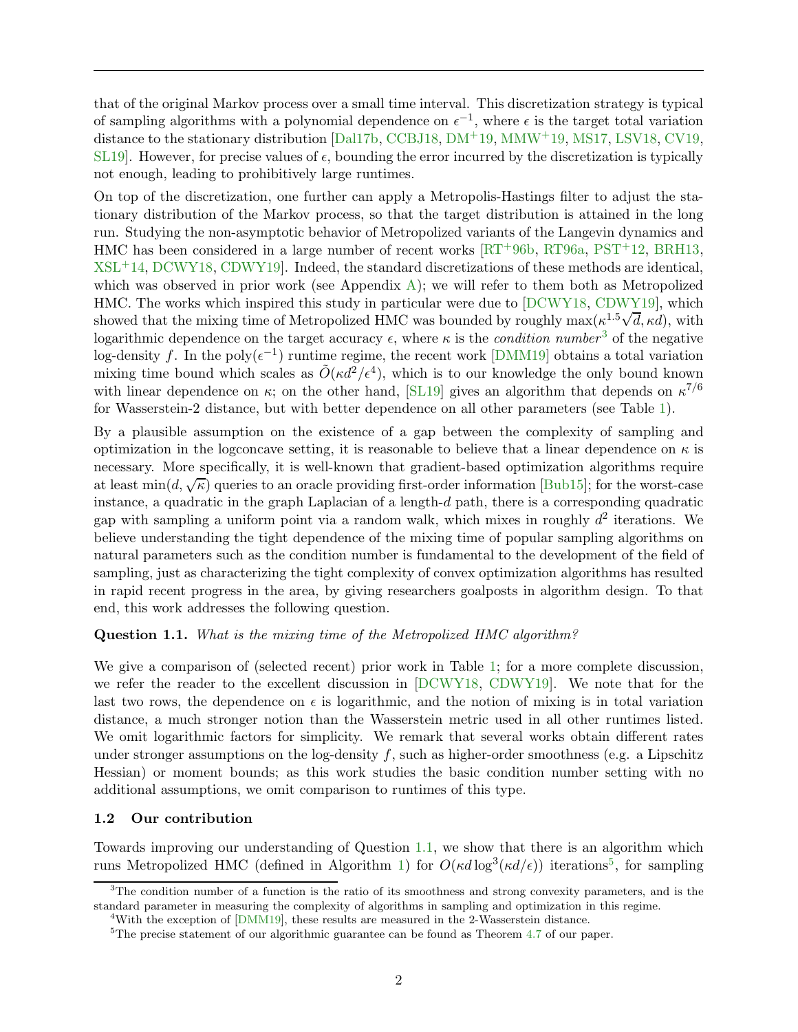that of the original Markov process over a small time interval. This discretization strategy is typical of sampling algorithms with a polynomial dependence on $\epsilon^{-1}$, where $\epsilon$ is the target total variation distance to the stationary distribution [Dal17b, CCBJ18, DM+19, MMW+19, MS17, LSV18, CV19, SL19]. However, for precise values of $\epsilon$, bounding the error incurred by the discretization is typically not enough, leading to prohibitively large runtimes.

On top of the discretization, one further can apply a Metropolis-Hastings filter to adjust the stationary distribution of the Markov process, so that the target distribution is attained in the long run. Studying the non-asymptotic behavior of Metropolized variants of the Langevin dynamics and HMC has been considered in a large number of recent works [RT+96b, RT96a, PST+12, BRH13, XSL+14, DCWY18, CDWY19]. Indeed, the standard discretizations of these methods are identical, which was observed in prior work (see Appendix A); we will refer to them both as Metropolized HMC. The works which inspired this study in particular were due to [DCWY18, CDWY19], which showed that the mixing time of Metropolized HMC was bounded by roughly $\max(\kappa^{1.5}\sqrt{d}, \kappa d)$, with logarithmic dependence on the target accuracy $\epsilon$, where $\kappa$ is the *condition number*[3] of the negative log-density $f$. In the $\text{poly}(\epsilon^{-1})$ runtime regime, the recent work [DMM19] obtains a total variation mixing time bound which scales as $\tilde{O}(\kappa d^2/\epsilon^4)$, which is to our knowledge the only bound known with linear dependence on $\kappa$; on the other hand, [SL19] gives an algorithm that depends on $\kappa^{7/6}$ for Wasserstein-2 distance, but with better dependence on all other parameters (see Table 1).

By a plausible assumption on the existence of a gap between the complexity of sampling and optimization in the logconcave setting, it is reasonable to believe that a linear dependence on $\kappa$ is necessary. More specifically, it is well-known that gradient-based optimization algorithms require at least $\min(d, \sqrt{\kappa})$ queries to an oracle providing first-order information [Bub15]; for the worst-case instance, a quadratic in the graph Laplacian of a length-$d$ path, there is a corresponding quadratic gap with sampling a uniform point via a random walk, which mixes in roughly $d^2$ iterations. We believe understanding the tight dependence of the mixing time of popular sampling algorithms on natural parameters such as the condition number is fundamental to the development of the field of sampling, just as characterizing the tight complexity of convex optimization algorithms has resulted in rapid recent progress in the area, by giving researchers goalposts in algorithm design. To that end, this work addresses the following question.

**Question 1.1.** *What is the mixing time of the Metropolized HMC algorithm?*

We give a comparison of (selected recent) prior work in Table 1; for a more complete discussion, we refer the reader to the excellent discussion in [DCWY18, CDWY19]. We note that for the last two rows, the dependence on $\epsilon$ is logarithmic, and the notion of mixing is in total variation distance, a much stronger notion than the Wasserstein metric used in all other runtimes listed. We omit logarithmic factors for simplicity. We remark that several works obtain different rates under stronger assumptions on the log-density $f$, such as higher-order smoothness (e.g. a Lipschitz Hessian) or moment bounds; as this work studies the basic condition number setting with no additional assumptions, we omit comparison to runtimes of this type.

### 1.2 Our contribution

Towards improving our understanding of Question 1.1, we show that there is an algorithm which runs Metropolized HMC (defined in Algorithm 1) for $O(\kappa d \log^3(\kappa d/\epsilon))$ iterations[5], for sampling

[3] The condition number of a function is the ratio of its smoothness and strong convexity parameters, and is the standard parameter in measuring the complexity of algorithms in sampling and optimization in this regime.

[4] With the exception of [DMM19], these results are measured in the 2-Wasserstein distance.

[5] The precise statement of our algorithmic guarantee can be found as Theorem 4.7 of our paper.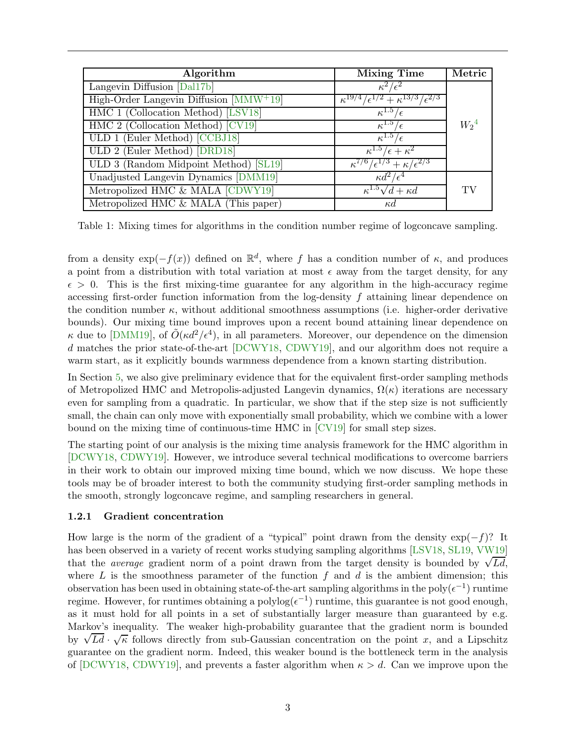| Algorithm | Mixing Time | Metric |
|---|---|---|
| Langevin Diffusion [Dal17b] | $\kappa^2/\epsilon^2$ | $W_2$[4] |
| High-Order Langevin Diffusion [MMW+19] | $\kappa^{19/4}/\epsilon^{1/2} + \kappa^{13/3}/\epsilon^{2/3}$ | |
| HMC 1 (Collocation Method) [LSV18] | $\kappa^{1.5}/\epsilon$ | |
| HMC 2 (Collocation Method) [CV19] | $\kappa^{1.5}/\epsilon$ | |
| ULD 1 (Euler Method) [CCBJ18] | $\kappa^{1.5}/\epsilon$ | |
| ULD 2 (Euler Method) [DRD18] | $\kappa^{1.5}/\epsilon + \kappa^2$ | |
| ULD 3 (Random Midpoint Method) [SL19] | $\kappa^{7/6}/\epsilon^{1/3} + \kappa/\epsilon^{2/3}$ | |
| Unadjusted Langevin Dynamics [DMM19] | $\kappa d^2/\epsilon^4$ | TV |
| Metropolized HMC & MALA [CDWY19] | $\kappa^{1.5}\sqrt{d} + \kappa d$ | |
| Metropolized HMC & MALA (This paper) | $\kappa d$ | |

Table 1: Mixing times for algorithms in the condition number regime of logconcave sampling.

from a density $\exp(-f(x))$ defined on $\mathbb{R}^d$, where $f$ has a condition number of $\kappa$, and produces a point from a distribution with total variation at most $\epsilon$ away from the target density, for any $\epsilon > 0$. This is the first mixing-time guarantee for any algorithm in the high-accuracy regime accessing first-order function information from the log-density $f$ attaining linear dependence on the condition number $\kappa$, without additional smoothness assumptions (i.e. higher-order derivative bounds). Our mixing time bound improves upon a recent bound attaining linear dependence on $\kappa$ due to [DMM19], of $\tilde{O}(\kappa d^2/\epsilon^4)$, in all parameters. Moreover, our dependence on the dimension $d$ matches the prior state-of-the-art [DCWY18, CDWY19], and our algorithm does not require a warm start, as it explicitly bounds warmness dependence from a known starting distribution.

In Section 5, we also give preliminary evidence that for the equivalent first-order sampling methods of Metropolized HMC and Metropolis-adjusted Langevin dynamics, $\Omega(\kappa)$ iterations are necessary even for sampling from a quadratic. In particular, we show that if the step size is not sufficiently small, the chain can only move with exponentially small probability, which we combine with a lower bound on the mixing time of continuous-time HMC in [CV19] for small step sizes.

The starting point of our analysis is the mixing time analysis framework for the HMC algorithm in [DCWY18, CDWY19]. However, we introduce several technical modifications to overcome barriers in their work to obtain our improved mixing time bound, which we now discuss. We hope these tools may be of broader interest to both the community studying first-order sampling methods in the smooth, strongly logconcave regime, and sampling researchers in general.

### 1.2.1 Gradient concentration

How large is the norm of the gradient of a "typical" point drawn from the density $\exp(-f)$? It has been observed in a variety of recent works studying sampling algorithms [LSV18, SL19, VW19] that the *average* gradient norm of a point drawn from the target density is bounded by $\sqrt{Ld}$, where $L$ is the smoothness parameter of the function $f$ and $d$ is the ambient dimension; this observation has been used in obtaining state-of-the-art sampling algorithms in the poly$(\epsilon^{-1})$ runtime regime. However, for runtimes obtaining a polylog$(\epsilon^{-1})$ runtime, this guarantee is not good enough, as it must hold for all points in a set of substantially larger measure than guaranteed by e.g. Markov's inequality. The weaker high-probability guarantee that the gradient norm is bounded by $\sqrt{Ld} \cdot \sqrt{\kappa}$ follows directly from sub-Gaussian concentration on the point $x$, and a Lipschitz guarantee on the gradient norm. Indeed, this weaker bound is the bottleneck term in the analysis of [DCWY18, CDWY19], and prevents a faster algorithm when $\kappa > d$. Can we improve upon the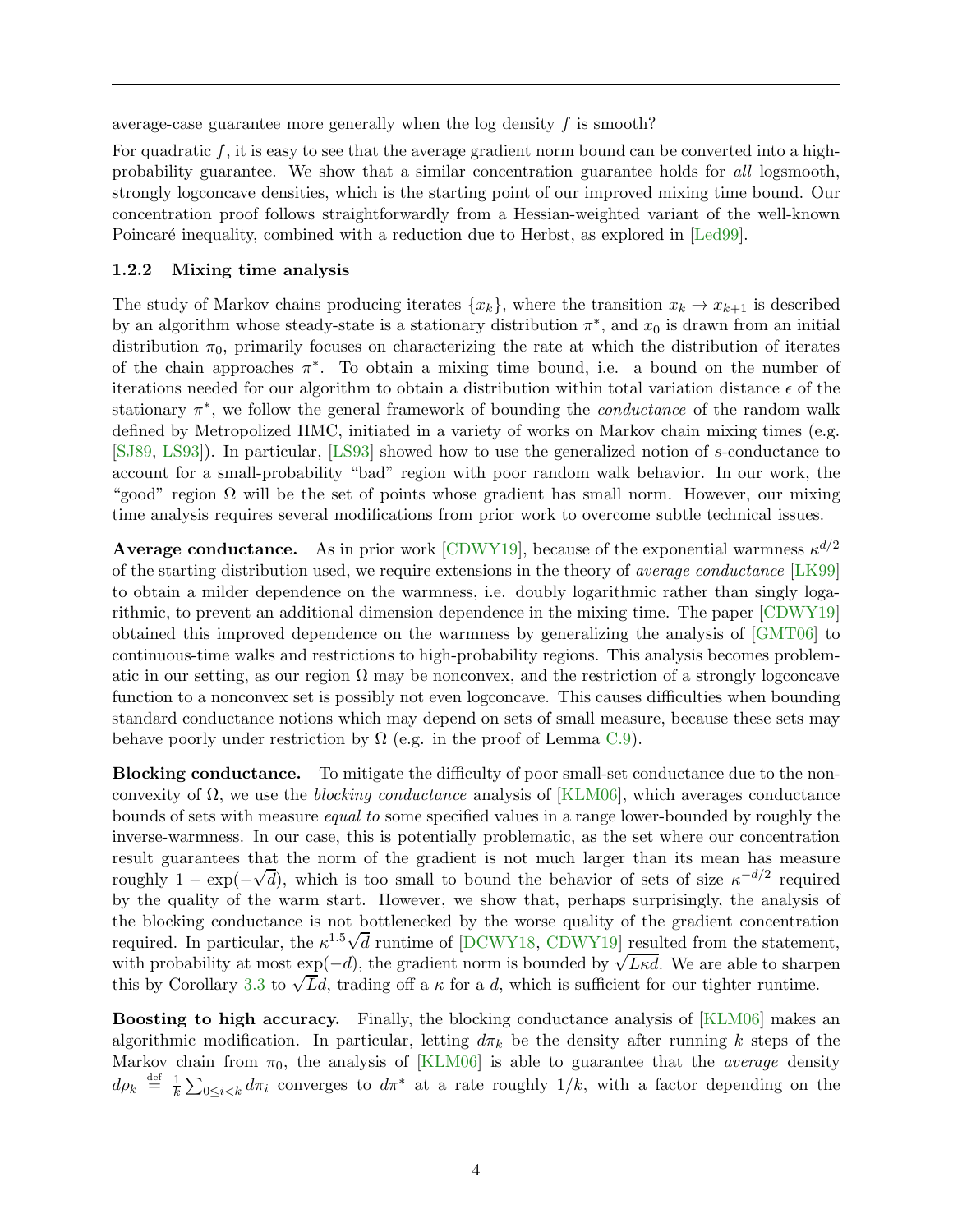average-case guarantee more generally when the log density $f$ is smooth?

For quadratic $f$, it is easy to see that the average gradient norm bound can be converted into a high-probability guarantee. We show that a similar concentration guarantee holds for *all* logsmooth, strongly logconcave densities, which is the starting point of our improved mixing time bound. Our concentration proof follows straightforwardly from a Hessian-weighted variant of the well-known Poincaré inequality, combined with a reduction due to Herbst, as explored in [Led99].

### 1.2.2 Mixing time analysis

The study of Markov chains producing iterates $\{x_k\}$, where the transition $x_k \to x_{k+1}$ is described by an algorithm whose steady-state is a stationary distribution $\pi^*$, and $x_0$ is drawn from an initial distribution $\pi_0$, primarily focuses on characterizing the rate at which the distribution of iterates of the chain approaches $\pi^*$. To obtain a mixing time bound, i.e. a bound on the number of iterations needed for our algorithm to obtain a distribution within total variation distance $\epsilon$ of the stationary $\pi^*$, we follow the general framework of bounding the *conductance* of the random walk defined by Metropolized HMC, initiated in a variety of works on Markov chain mixing times (e.g. [SJ89, LS93]). In particular, [LS93] showed how to use the generalized notion of $s$-conductance to account for a small-probability "bad" region with poor random walk behavior. In our work, the "good" region $\Omega$ will be the set of points whose gradient has small norm. However, our mixing time analysis requires several modifications from prior work to overcome subtle technical issues.

**Average conductance.** As in prior work [CDWY19], because of the exponential warmness $\kappa^{d/2}$ of the starting distribution used, we require extensions in the theory of *average conductance* [LK99] to obtain a milder dependence on the warmness, i.e. doubly logarithmic rather than singly logarithmic, to prevent an additional dimension dependence in the mixing time. The paper [CDWY19] obtained this improved dependence on the warmness by generalizing the analysis of [GMT06] to continuous-time walks and restrictions to high-probability regions. This analysis becomes problematic in our setting, as our region $\Omega$ may be nonconvex, and the restriction of a strongly logconcave function to a nonconvex set is possibly not even logconcave. This causes difficulties when bounding standard conductance notions which may depend on sets of small measure, because these sets may behave poorly under restriction by $\Omega$ (e.g. in the proof of Lemma C.9).

**Blocking conductance.** To mitigate the difficulty of poor small-set conductance due to the nonconvexity of $\Omega$, we use the *blocking conductance* analysis of [KLM06], which averages conductance bounds of sets with measure *equal to* some specified values in a range lower-bounded by roughly the inverse-warmness. In our case, this is potentially problematic, as the set where our concentration result guarantees that the norm of the gradient is not much larger than its mean has measure roughly $1 - \exp(-\sqrt{d})$, which is too small to bound the behavior of sets of size $\kappa^{-d/2}$ required by the quality of the warm start. However, we show that, perhaps surprisingly, the analysis of the blocking conductance is not bottlenecked by the worse quality of the gradient concentration required. In particular, the $\kappa^{1.5}\sqrt{d}$ runtime of [DCWY18, CDWY19] resulted from the statement, with probability at most $\exp(-d)$, the gradient norm is bounded by $\sqrt{L\kappa d}$. We are able to sharpen this by Corollary 3.3 to $\sqrt{L}d$, trading off a $\kappa$ for a $d$, which is sufficient for our tighter runtime.

**Boosting to high accuracy.** Finally, the blocking conductance analysis of [KLM06] makes an algorithmic modification. In particular, letting $d\pi_k$ be the density after running $k$ steps of the Markov chain from $\pi_0$, the analysis of [KLM06] is able to guarantee that the *average* density $d\rho_k \stackrel{\text{def}}{=} \frac{1}{k}\sum_{0 \le i < k} d\pi_i$ converges to $d\pi^*$ at a rate roughly $1/k$, with a factor depending on the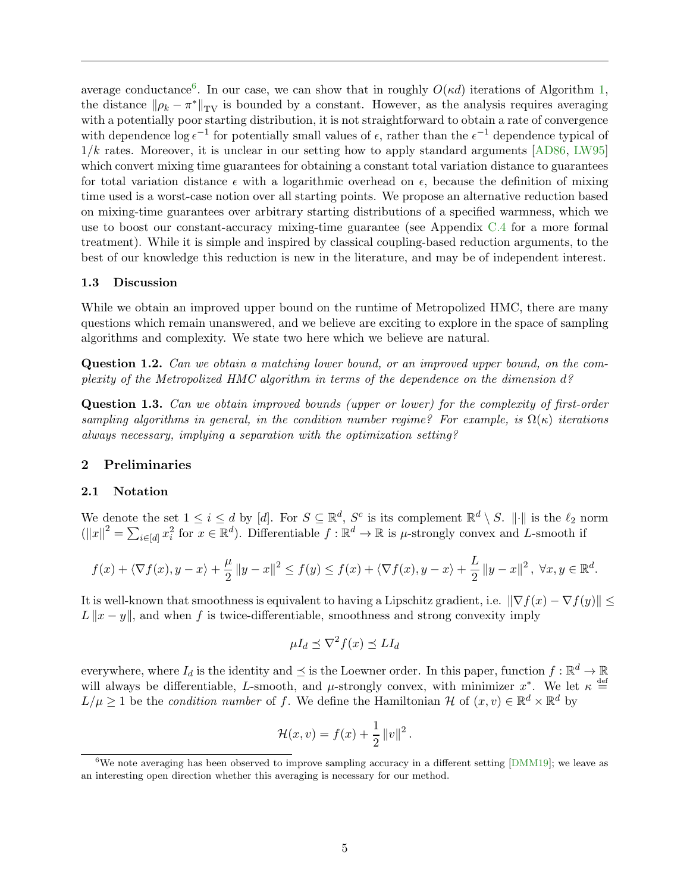average conductance[6]. In our case, we can show that in roughly $O(\kappa d)$ iterations of Algorithm 1, the distance $\|\rho_k - \pi^*\|_{\text{TV}}$ is bounded by a constant. However, as the analysis requires averaging with a potentially poor starting distribution, it is not straightforward to obtain a rate of convergence with dependence $\log \epsilon^{-1}$ for potentially small values of $\epsilon$, rather than the $\epsilon^{-1}$ dependence typical of $1/k$ rates. Moreover, it is unclear in our setting how to apply standard arguments [AD86, LW95] which convert mixing time guarantees for obtaining a constant total variation distance to guarantees for total variation distance $\epsilon$ with a logarithmic overhead on $\epsilon$, because the definition of mixing time used is a worst-case notion over all starting points. We propose an alternative reduction based on mixing-time guarantees over arbitrary starting distributions of a specified warmness, which we use to boost our constant-accuracy mixing-time guarantee (see Appendix C.4 for a more formal treatment). While it is simple and inspired by classical coupling-based reduction arguments, to the best of our knowledge this reduction is new in the literature, and may be of independent interest.

### 1.3 Discussion

While we obtain an improved upper bound on the runtime of Metropolized HMC, there are many questions which remain unanswered, and we believe are exciting to explore in the space of sampling algorithms and complexity. We state two here which we believe are natural.

**Question 1.2.** *Can we obtain a matching lower bound, or an improved upper bound, on the complexity of the Metropolized HMC algorithm in terms of the dependence on the dimension $d$?*

**Question 1.3.** *Can we obtain improved bounds (upper or lower) for the complexity of first-order sampling algorithms in general, in the condition number regime? For example, is $\Omega(\kappa)$ iterations always necessary, implying a separation with the optimization setting?*

## 2 Preliminaries

### 2.1 Notation

We denote the set $1 \le i \le d$ by $[d]$. For $S \subseteq \mathbb{R}^d$, $S^c$ is its complement $\mathbb{R}^d \setminus S$. $\|\cdot\|$ is the $\ell_2$ norm ($\|x\|^2 = \sum_{i\in[d]} x_i^2$ for $x \in \mathbb{R}^d$). Differentiable $f : \mathbb{R}^d \to \mathbb{R}$ is $\mu$-strongly convex and $L$-smooth if

$$f(x) + \langle \nabla f(x), y - x\rangle + \frac{\mu}{2}\|y - x\|^2 \le f(y) \le f(x) + \langle \nabla f(x), y - x\rangle + \frac{L}{2}\|y - x\|^2, \ \forall x, y \in \mathbb{R}^d.$$

It is well-known that smoothness is equivalent to having a Lipschitz gradient, i.e. $\|\nabla f(x) - \nabla f(y)\| \le L\|x - y\|$, and when $f$ is twice-differentiable, smoothness and strong convexity imply

$$\mu I_d \preceq \nabla^2 f(x) \preceq L I_d$$

everywhere, where $I_d$ is the identity and $\preceq$ is the Loewner order. In this paper, function $f : \mathbb{R}^d \to \mathbb{R}$ will always be differentiable, $L$-smooth, and $\mu$-strongly convex, with minimizer $x^*$. We let $\kappa \stackrel{\text{def}}{=} L/\mu \ge 1$ be the *condition number* of $f$. We define the Hamiltonian $\mathcal{H}$ of $(x, v) \in \mathbb{R}^d \times \mathbb{R}^d$ by

$$\mathcal{H}(x, v) = f(x) + \frac{1}{2}\|v\|^2.$$

[6]We note averaging has been observed to improve sampling accuracy in a different setting [DMM19]; we leave as an interesting open direction whether this averaging is necessary for our method.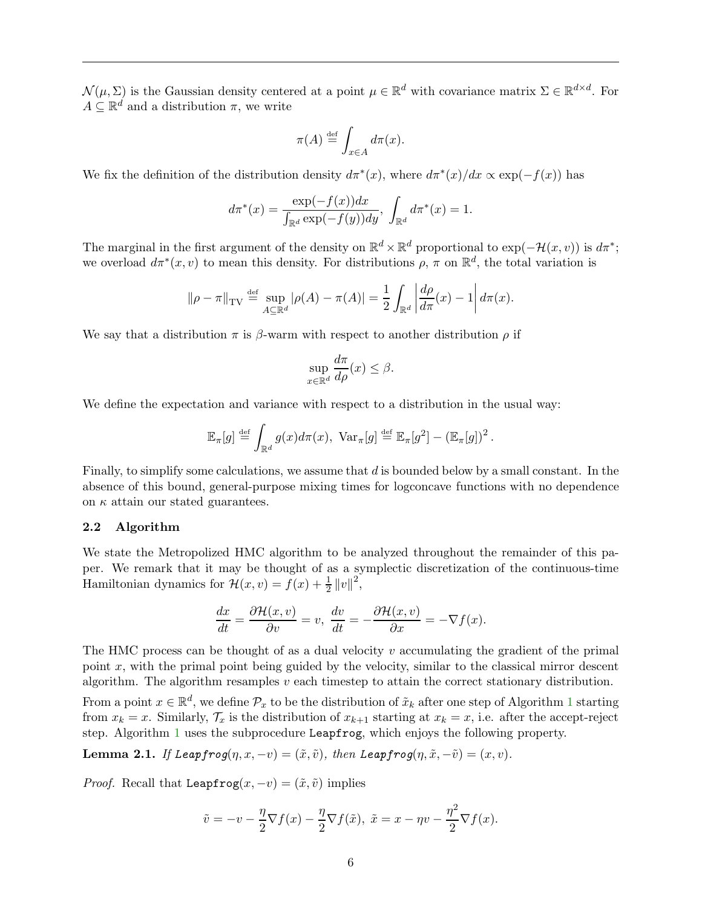$\mathcal{N}(\mu, \Sigma)$ is the Gaussian density centered at a point $\mu \in \mathbb{R}^d$ with covariance matrix $\Sigma \in \mathbb{R}^{d\times d}$. For $A \subseteq \mathbb{R}^d$ and a distribution $\pi$, we write

$$\pi(A) \stackrel{\text{def}}{=} \int_{x\in A} d\pi(x).$$

We fix the definition of the distribution density $d\pi^*(x)$, where $d\pi^*(x)/dx \propto \exp(-f(x))$ has

$$d\pi^*(x) = \frac{\exp(-f(x))dx}{\int_{\mathbb{R}^d} \exp(-f(y))dy},\ \int_{\mathbb{R}^d} d\pi^*(x) = 1.$$

The marginal in the first argument of the density on $\mathbb{R}^d \times \mathbb{R}^d$ proportional to $\exp(-\mathcal{H}(x, v))$ is $d\pi^*$; we overload $d\pi^*(x, v)$ to mean this density. For distributions $\rho$, $\pi$ on $\mathbb{R}^d$, the total variation is

$$\|\rho - \pi\|_{\text{TV}} \stackrel{\text{def}}{=} \sup_{A\subseteq\mathbb{R}^d} |\rho(A) - \pi(A)| = \frac{1}{2}\int_{\mathbb{R}^d} \left|\frac{d\rho}{d\pi}(x) - 1\right| d\pi(x).$$

We say that a distribution $\pi$ is $\beta$-warm with respect to another distribution $\rho$ if

$$\sup_{x\in\mathbb{R}^d} \frac{d\pi}{d\rho}(x) \le \beta.$$

We define the expectation and variance with respect to a distribution in the usual way:

$$\mathbb{E}_\pi[g] \stackrel{\text{def}}{=} \int_{\mathbb{R}^d} g(x)d\pi(x),\ \text{Var}_\pi[g] \stackrel{\text{def}}{=} \mathbb{E}_\pi[g^2] - (\mathbb{E}_\pi[g])^2.$$

Finally, to simplify some calculations, we assume that $d$ is bounded below by a small constant. In the absence of this bound, general-purpose mixing times for logconcave functions with no dependence on $\kappa$ attain our stated guarantees.

### 2.2 Algorithm

We state the Metropolized HMC algorithm to be analyzed throughout the remainder of this paper. We remark that it may be thought of as a symplectic discretization of the continuous-time Hamiltonian dynamics for $\mathcal{H}(x, v) = f(x) + \frac{1}{2}\|v\|^2$,

$$\frac{dx}{dt} = \frac{\partial\mathcal{H}(x, v)}{\partial v} = v,\ \frac{dv}{dt} = -\frac{\partial\mathcal{H}(x, v)}{\partial x} = -\nabla f(x).$$

The HMC process can be thought of as a dual velocity $v$ accumulating the gradient of the primal point $x$, with the primal point being guided by the velocity, similar to the classical mirror descent algorithm. The algorithm resamples $v$ each timestep to attain the correct stationary distribution.

From a point $x \in \mathbb{R}^d$, we define $\mathcal{P}_x$ to be the distribution of $\tilde{x}_k$ after one step of Algorithm 1 starting from $x_k = x$. Similarly, $\mathcal{T}_x$ is the distribution of $x_{k+1}$ starting at $x_k = x$, i.e. after the accept-reject step. Algorithm 1 uses the subprocedure `Leapfrog`, which enjoys the following property.

**Lemma 2.1.** *If* `Leapfrog`$(\eta, x, -v) = (\tilde{x}, \tilde{v})$*, then* `Leapfrog`$(\eta, \tilde{x}, -\tilde{v}) = (x, v)$*.*

*Proof.* Recall that `Leapfrog`$(x, -v) = (\tilde{x}, \tilde{v})$ implies

$$\tilde{v} = -v - \frac{\eta}{2}\nabla f(x) - \frac{\eta}{2}\nabla f(\tilde{x}),\ \tilde{x} = x - \eta v - \frac{\eta^2}{2}\nabla f(x).$$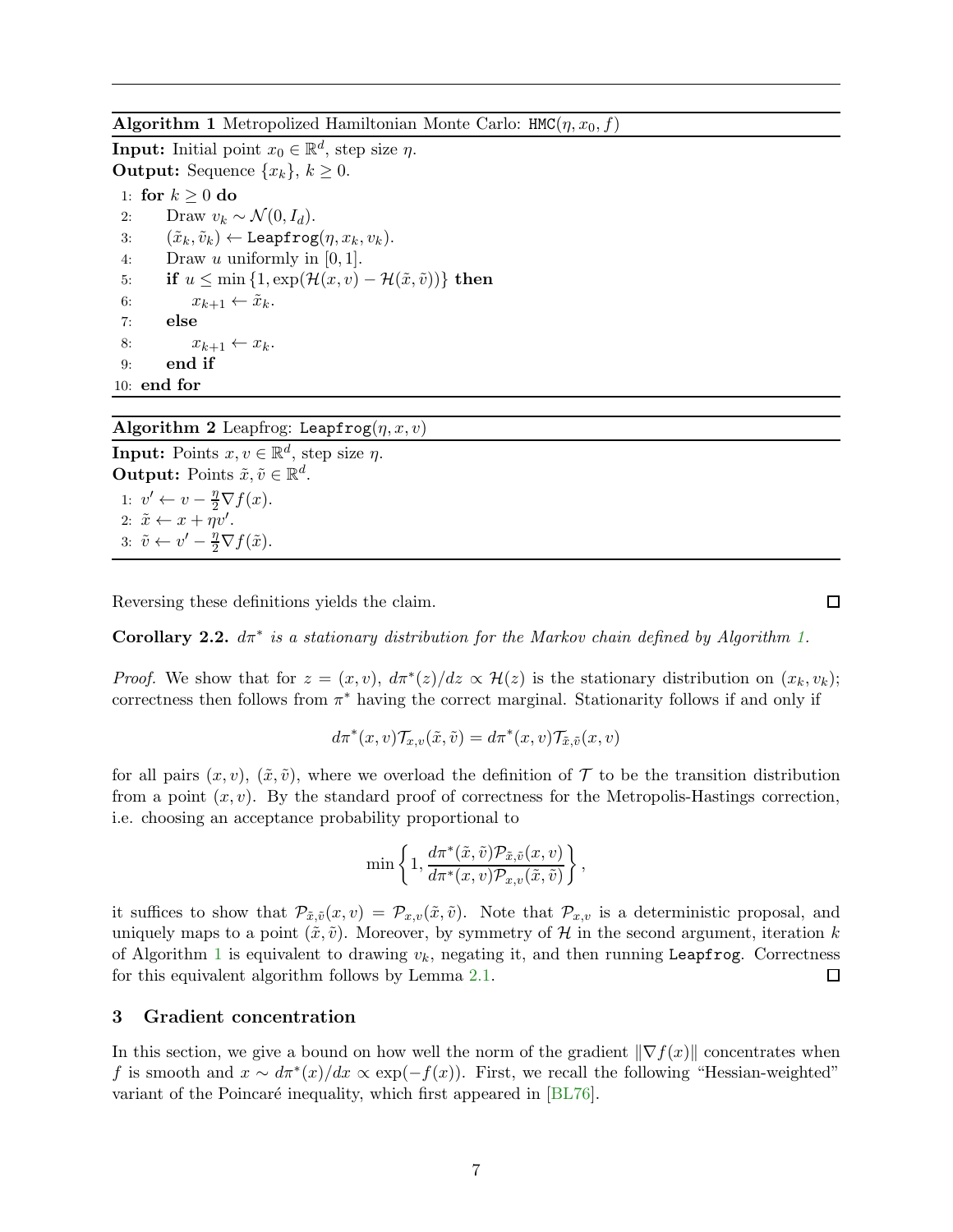**Algorithm 1** Metropolized Hamiltonian Monte Carlo: `HMC`$(\eta, x_0, f)$

**Input:** Initial point $x_0 \in \mathbb{R}^d$, step size $\eta$.
**Output:** Sequence $\{x_k\}$, $k \geq 0$.

1: **for** $k \geq 0$ **do**
2: Draw $v_k \sim \mathcal{N}(0, I_d)$.
3: $(\tilde{x}_k, \tilde{v}_k) \leftarrow$ `Leapfrog`$(\eta, x_k, v_k)$.
4: Draw $u$ uniformly in $[0, 1]$.
5: **if** $u \leq \min\{1, \exp(\mathcal{H}(x, v) - \mathcal{H}(\tilde{x}, \tilde{v}))\}$ **then**
6: $x_{k+1} \leftarrow \tilde{x}_k$.
7: **else**
8: $x_{k+1} \leftarrow x_k$.
9: **end if**
10: **end for**

**Algorithm 2** Leapfrog: `Leapfrog`$(\eta, x, v)$

**Input:** Points $x, v \in \mathbb{R}^d$, step size $\eta$.
**Output:** Points $\tilde{x}, \tilde{v} \in \mathbb{R}^d$.

1: $v' \leftarrow v - \frac{\eta}{2}\nabla f(x)$.
2: $\tilde{x} \leftarrow x + \eta v'$.
3: $\tilde{v} \leftarrow v' - \frac{\eta}{2}\nabla f(\tilde{x})$.

Reversing these definitions yields the claim. □

**Corollary 2.2.** *$d\pi^*$ is a stationary distribution for the Markov chain defined by Algorithm 1.*

*Proof.* We show that for $z = (x, v)$, $d\pi^*(z)/dz \propto \mathcal{H}(z)$ is the stationary distribution on $(x_k, v_k)$; correctness then follows from $\pi^*$ having the correct marginal. Stationarity follows if and only if

$$d\pi^*(x, v)\mathcal{T}_{x,v}(\tilde{x}, \tilde{v}) = d\pi^*(x, v)\mathcal{T}_{\tilde{x},\tilde{v}}(x, v)$$

for all pairs $(x, v)$, $(\tilde{x}, \tilde{v})$, where we overload the definition of $\mathcal{T}$ to be the transition distribution from a point $(x, v)$. By the standard proof of correctness for the Metropolis-Hastings correction, i.e. choosing an acceptance probability proportional to

$$\min\left\{1, \frac{d\pi^*(\tilde{x}, \tilde{v})\mathcal{P}_{\tilde{x},\tilde{v}}(x, v)}{d\pi^*(x, v)\mathcal{P}_{x,v}(\tilde{x}, \tilde{v})}\right\},$$

it suffices to show that $\mathcal{P}_{\tilde{x},\tilde{v}}(x, v) = \mathcal{P}_{x,v}(\tilde{x}, \tilde{v})$. Note that $\mathcal{P}_{x,v}$ is a deterministic proposal, and uniquely maps to a point $(\tilde{x}, \tilde{v})$. Moreover, by symmetry of $\mathcal{H}$ in the second argument, iteration $k$ of Algorithm 1 is equivalent to drawing $v_k$, negating it, and then running `Leapfrog`. Correctness for this equivalent algorithm follows by Lemma 2.1. □

## 3 Gradient concentration

In this section, we give a bound on how well the norm of the gradient $\|\nabla f(x)\|$ concentrates when $f$ is smooth and $x \sim d\pi^*(x)/dx \propto \exp(-f(x))$. First, we recall the following "Hessian-weighted" variant of the Poincaré inequality, which first appeared in [BL76].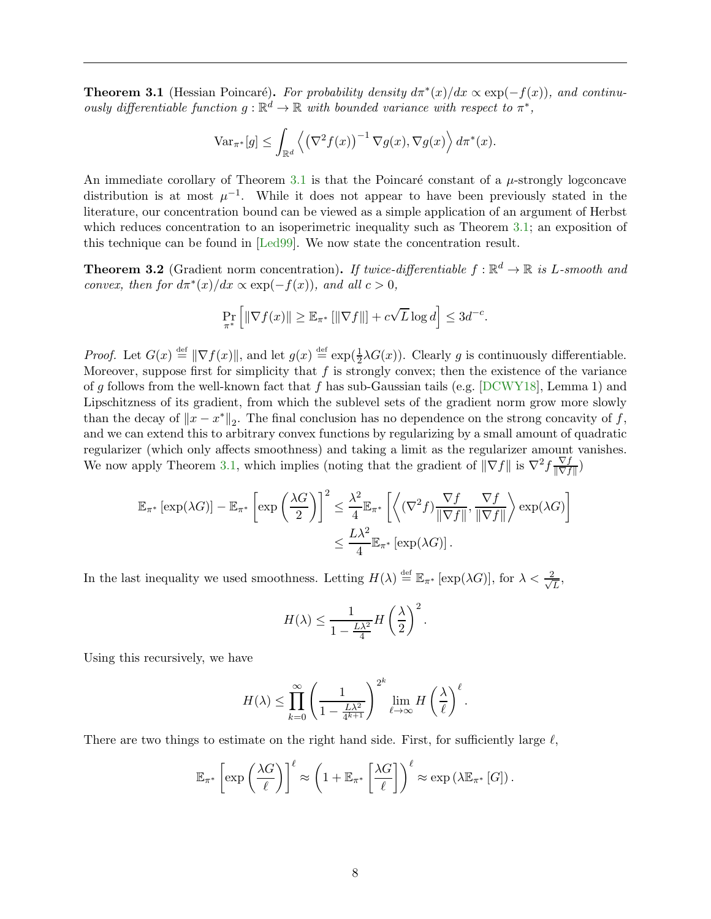**Theorem 3.1** (Hessian Poincaré)**.** *For probability density $d\pi^*(x)/dx \propto \exp(-f(x))$, and continuously differentiable function $g : \mathbb{R}^d \to \mathbb{R}$ with bounded variance with respect to $\pi^*$,*

$$\mathrm{Var}_{\pi^*}[g] \leq \int_{\mathbb{R}^d} \left\langle \left(\nabla^2 f(x)\right)^{-1} \nabla g(x), \nabla g(x) \right\rangle d\pi^*(x).$$

An immediate corollary of Theorem 3.1 is that the Poincaré constant of a $\mu$-strongly logconcave distribution is at most $\mu^{-1}$. While it does not appear to have been previously stated in the literature, our concentration bound can be viewed as a simple application of an argument of Herbst which reduces concentration to an isoperimetric inequality such as Theorem 3.1; an exposition of this technique can be found in [Led99]. We now state the concentration result.

**Theorem 3.2** (Gradient norm concentration)**.** *If twice-differentiable $f : \mathbb{R}^d \to \mathbb{R}$ is $L$-smooth and convex, then for $d\pi^*(x)/dx \propto \exp(-f(x))$, and all $c > 0$,*

$$\Pr_{\pi^*}\left[\|\nabla f(x)\| \geq \mathbb{E}_{\pi^*}\left[\|\nabla f\|\right] + c\sqrt{L}\log d\right] \leq 3d^{-c}.$$

*Proof.* Let $G(x) \stackrel{\text{def}}{=} \|\nabla f(x)\|$, and let $g(x) \stackrel{\text{def}}{=} \exp(\frac{1}{2}\lambda G(x))$. Clearly $g$ is continuously differentiable. Moreover, suppose first for simplicity that $f$ is strongly convex; then the existence of the variance of $g$ follows from the well-known fact that $f$ has sub-Gaussian tails (e.g. [DCWY18], Lemma 1) and Lipschitzness of its gradient, from which the sublevel sets of the gradient norm grow more slowly than the decay of $\|x - x^*\|_2$. The final conclusion has no dependence on the strong concavity of $f$, and we can extend this to arbitrary convex functions by regularizing by a small amount of quadratic regularizer (which only affects smoothness) and taking a limit as the regularizer amount vanishes. We now apply Theorem 3.1, which implies (noting that the gradient of $\|\nabla f\|$ is $\nabla^2 f \frac{\nabla f}{\|\nabla f\|}$)

$$\begin{aligned}
\mathbb{E}_{\pi^*}\left[\exp(\lambda G)\right] - \mathbb{E}_{\pi^*}\left[\exp\left(\frac{\lambda G}{2}\right)\right]^2 &\leq \frac{\lambda^2}{4}\mathbb{E}_{\pi^*}\left[\left\langle (\nabla^2 f)\frac{\nabla f}{\|\nabla f\|}, \frac{\nabla f}{\|\nabla f\|}\right\rangle \exp(\lambda G)\right] \\
&\leq \frac{L\lambda^2}{4}\mathbb{E}_{\pi^*}\left[\exp(\lambda G)\right].
\end{aligned}$$

In the last inequality we used smoothness. Letting $H(\lambda) \stackrel{\text{def}}{=} \mathbb{E}_{\pi^*}\left[\exp(\lambda G)\right]$, for $\lambda < \frac{2}{\sqrt{L}}$,

$$H(\lambda) \leq \frac{1}{1 - \frac{L\lambda^2}{4}} H\left(\frac{\lambda}{2}\right)^2.$$

Using this recursively, we have

$$H(\lambda) \leq \prod_{k=0}^{\infty}\left(\frac{1}{1 - \frac{L\lambda^2}{4^{k+1}}}\right)^{2^k} \lim_{\ell \to \infty} H\left(\frac{\lambda}{\ell}\right)^{\ell}.$$

There are two things to estimate on the right hand side. First, for sufficiently large $\ell$,

$$\mathbb{E}_{\pi^*}\left[\exp\left(\frac{\lambda G}{\ell}\right)\right]^{\ell} \approx \left(1 + \mathbb{E}_{\pi^*}\left[\frac{\lambda G}{\ell}\right]\right)^{\ell} \approx \exp\left(\lambda \mathbb{E}_{\pi^*}\left[G\right]\right).$$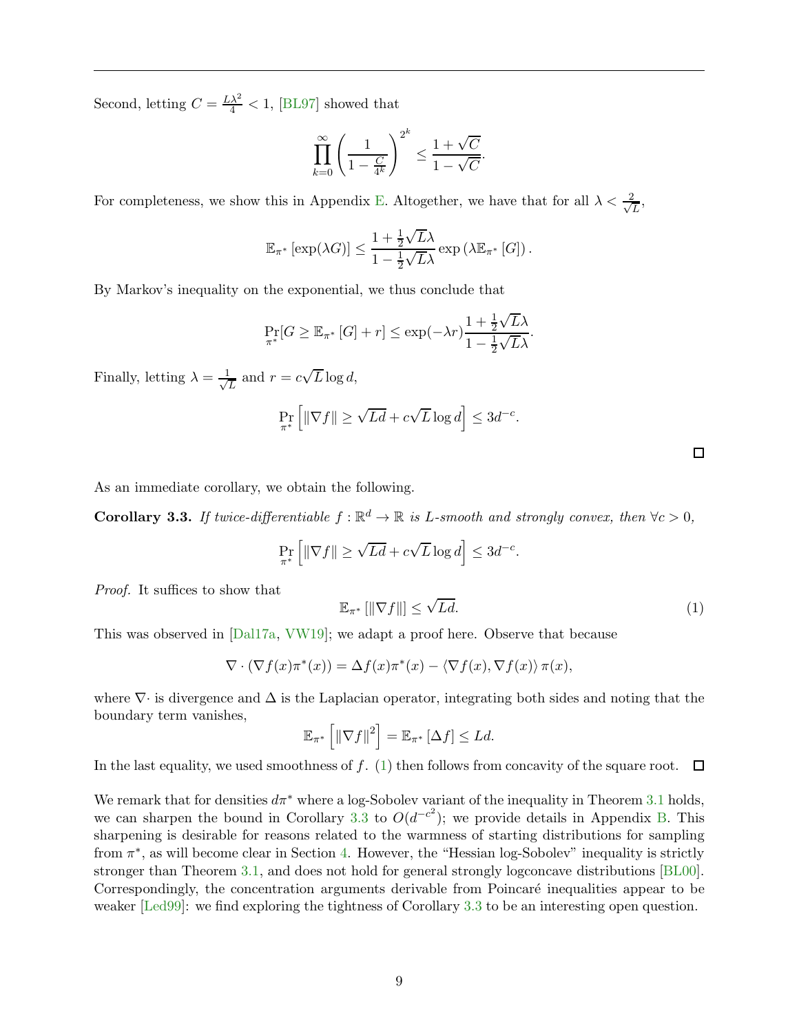Second, letting $C = \frac{L\lambda^2}{4} < 1$, [BL97] showed that

$$\prod_{k=0}^{\infty} \left( \frac{1}{1 - \frac{C}{4^k}} \right)^{2^k} \leq \frac{1 + \sqrt{C}}{1 - \sqrt{C}}.$$

For completeness, we show this in Appendix E. Altogether, we have that for all $\lambda < \frac{2}{\sqrt{L}}$,

$$\mathbb{E}_{\pi^*}\left[\exp(\lambda G)\right] \leq \frac{1 + \frac{1}{2}\sqrt{L}\lambda}{1 - \frac{1}{2}\sqrt{L}\lambda} \exp\left(\lambda \mathbb{E}_{\pi^*}\left[G\right]\right).$$

By Markov's inequality on the exponential, we thus conclude that

$$\Pr_{\pi^*}[G \geq \mathbb{E}_{\pi^*}\left[G\right] + r] \leq \exp(-\lambda r) \frac{1 + \frac{1}{2}\sqrt{L}\lambda}{1 - \frac{1}{2}\sqrt{L}\lambda}.$$

Finally, letting $\lambda = \frac{1}{\sqrt{L}}$ and $r = c\sqrt{L}\log d$,

$$\Pr_{\pi^*}\left[\|\nabla f\| \geq \sqrt{Ld} + c\sqrt{L}\log d\right] \leq 3d^{-c}.$$

□

As an immediate corollary, we obtain the following.

**Corollary 3.3.** *If twice-differentiable $f : \mathbb{R}^d \to \mathbb{R}$ is $L$-smooth and strongly convex, then $\forall c > 0$,*

$$\Pr_{\pi^*}\left[\|\nabla f\| \geq \sqrt{Ld} + c\sqrt{L}\log d\right] \leq 3d^{-c}.$$

*Proof.* It suffices to show that

$$\mathbb{E}_{\pi^*}\left[\|\nabla f\|\right] \leq \sqrt{Ld}. \tag{1}$$

This was observed in [Dal17a, VW19]; we adapt a proof here. Observe that because

$$\nabla \cdot (\nabla f(x)\pi^*(x)) = \Delta f(x)\pi^*(x) - \langle \nabla f(x), \nabla f(x)\rangle \pi(x),$$

where $\nabla\cdot$ is divergence and $\Delta$ is the Laplacian operator, integrating both sides and noting that the boundary term vanishes,

$$\mathbb{E}_{\pi^*}\left[\|\nabla f\|^2\right] = \mathbb{E}_{\pi^*}\left[\Delta f\right] \leq Ld.$$

In the last equality, we used smoothness of $f$. (1) then follows from concavity of the square root. □

We remark that for densities $d\pi^*$ where a log-Sobolev variant of the inequality in Theorem 3.1 holds, we can sharpen the bound in Corollary 3.3 to $O(d^{-c^2})$; we provide details in Appendix B. This sharpening is desirable for reasons related to the warmness of starting distributions for sampling from $\pi^*$, as will become clear in Section 4. However, the "Hessian log-Sobolev" inequality is strictly stronger than Theorem 3.1, and does not hold for general strongly logconcave distributions [BL00]. Correspondingly, the concentration arguments derivable from Poincaré inequalities appear to be weaker [Led99]: we find exploring the tightness of Corollary 3.3 to be an interesting open question.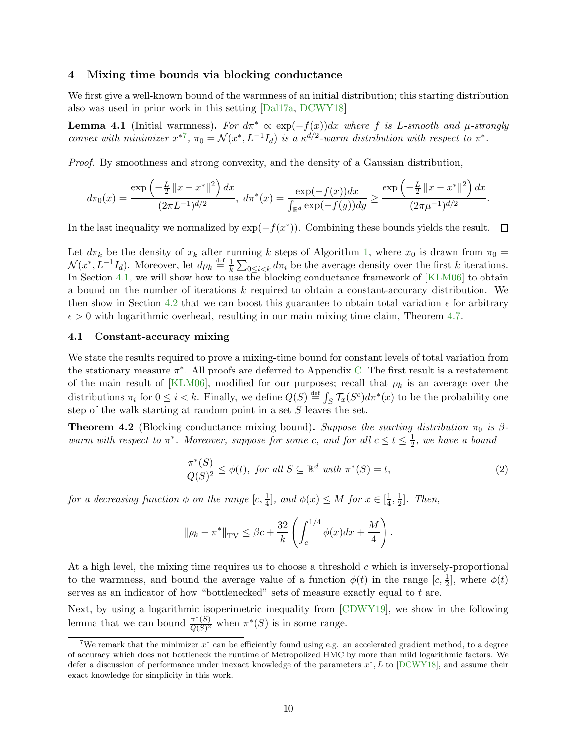## 4 Mixing time bounds via blocking conductance

We first give a well-known bound of the warmness of an initial distribution; this starting distribution also was used in prior work in this setting [Dal17a, DCWY18]

**Lemma 4.1** (Initial warmness). *For $d\pi^* \propto \exp(-f(x))dx$ where $f$ is $L$-smooth and $\mu$-strongly convex with minimizer $x^*$*[7]*, $\pi_0 = \mathcal{N}(x^*, L^{-1}I_d)$ is a $\kappa^{d/2}$-warm distribution with respect to $\pi^*$.*

*Proof.* By smoothness and strong convexity, and the density of a Gaussian distribution,

$$d\pi_0(x) = \frac{\exp\left(-\frac{L}{2}\left\|x - x^*\right\|^2\right)dx}{(2\pi L^{-1})^{d/2}},\ d\pi^*(x) = \frac{\exp(-f(x))dx}{\int_{\mathbb{R}^d}\exp(-f(y))dy} \geq \frac{\exp\left(-\frac{L}{2}\left\|x - x^*\right\|^2\right)dx}{(2\pi\mu^{-1})^{d/2}}.$$

In the last inequality we normalized by $\exp(-f(x^*))$. Combining these bounds yields the result. □

Let $d\pi_k$ be the density of $x_k$ after running $k$ steps of Algorithm 1, where $x_0$ is drawn from $\pi_0 = \mathcal{N}(x^*, L^{-1}I_d)$. Moreover, let $d\rho_k \stackrel{\text{def}}{=} \frac{1}{k}\sum_{0\leq i<k} d\pi_i$ be the average density over the first $k$ iterations. In Section 4.1, we will show how to use the blocking conductance framework of [KLM06] to obtain a bound on the number of iterations $k$ required to obtain a constant-accuracy distribution. We then show in Section 4.2 that we can boost this guarantee to obtain total variation $\epsilon$ for arbitrary $\epsilon > 0$ with logarithmic overhead, resulting in our main mixing time claim, Theorem 4.7.

### 4.1 Constant-accuracy mixing

We state the results required to prove a mixing-time bound for constant levels of total variation from the stationary measure $\pi^*$. All proofs are deferred to Appendix C. The first result is a restatement of the main result of [KLM06], modified for our purposes; recall that $\rho_k$ is an average over the distributions $\pi_i$ for $0 \leq i < k$. Finally, we define $Q(S) \stackrel{\text{def}}{=} \int_S \mathcal{T}_x(S^c)d\pi^*(x)$ to be the probability one step of the walk starting at random point in a set $S$ leaves the set.

**Theorem 4.2** (Blocking conductance mixing bound). *Suppose the starting distribution $\pi_0$ is $\beta$-warm with respect to $\pi^*$. Moreover, suppose for some $c$, and for all $c \leq t \leq \frac{1}{2}$, we have a bound*

$$\frac{\pi^*(S)}{Q(S)^2} \leq \phi(t),\ \text{for all } S \subseteq \mathbb{R}^d \text{ with } \pi^*(S) = t, \tag{2}$$

*for a decreasing function $\phi$ on the range $[c, \frac{1}{4}]$, and $\phi(x) \leq M$ for $x \in [\frac{1}{4}, \frac{1}{2}]$. Then,*

$$\left\|\rho_k - \pi^*\right\|_{\text{TV}} \leq \beta c + \frac{32}{k}\left(\int_c^{1/4}\phi(x)dx + \frac{M}{4}\right).$$

At a high level, the mixing time requires us to choose a threshold $c$ which is inversely-proportional to the warmness, and bound the average value of a function $\phi(t)$ in the range $[c, \frac{1}{2}]$, where $\phi(t)$ serves as an indicator of how "bottlenecked" sets of measure exactly equal to $t$ are.

Next, by using a logarithmic isoperimetric inequality from [CDWY19], we show in the following lemma that we can bound $\frac{\pi^*(S)}{Q(S)^2}$ when $\pi^*(S)$ is in some range.

[7] We remark that the minimizer $x^*$ can be efficiently found using e.g. an accelerated gradient method, to a degree of accuracy which does not bottleneck the runtime of Metropolized HMC by more than mild logarithmic factors. We defer a discussion of performance under inexact knowledge of the parameters $x^*, L$ to [DCWY18], and assume their exact knowledge for simplicity in this work.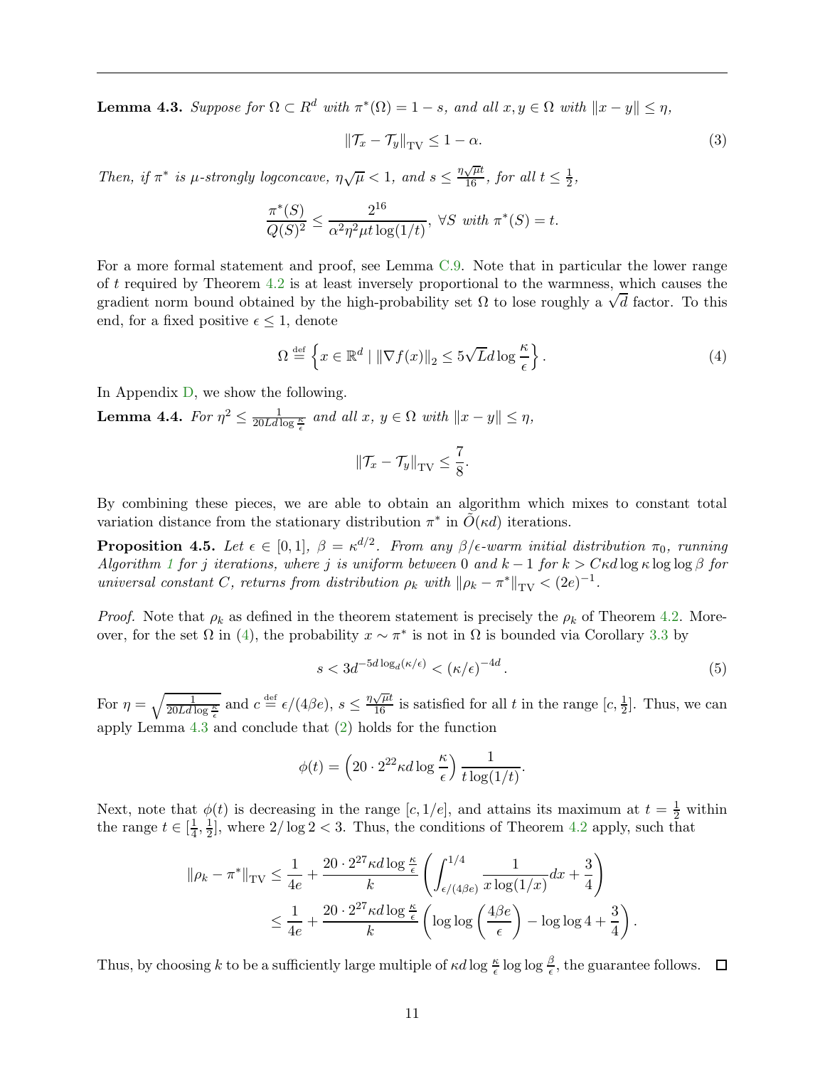**Lemma 4.3.** *Suppose for $\Omega \subset R^d$ with $\pi^*(\Omega) = 1 - s$, and all $x, y \in \Omega$ with $\|x - y\| \le \eta$,*

$$\|\mathcal{T}_x - \mathcal{T}_y\|_{\mathrm{TV}} \le 1 - \alpha. \tag{3}$$

*Then, if $\pi^*$ is $\mu$-strongly logconcave, $\eta\sqrt{\mu} < 1$, and $s \le \frac{\eta\sqrt{\mu}t}{16}$, for all $t \le \frac{1}{2}$,*

$$\frac{\pi^*(S)}{Q(S)^2} \le \frac{2^{16}}{\alpha^2\eta^2\mu t \log(1/t)}, \ \forall S \text{ with } \pi^*(S) = t.$$

For a more formal statement and proof, see Lemma C.9. Note that in particular the lower range of $t$ required by Theorem 4.2 is at least inversely proportional to the warmness, which causes the gradient norm bound obtained by the high-probability set $\Omega$ to lose roughly a $\sqrt{d}$ factor. To this end, for a fixed positive $\epsilon \le 1$, denote

$$\Omega \stackrel{\text{def}}{=} \left\{ x \in \mathbb{R}^d \mid \|\nabla f(x)\|_2 \le 5\sqrt{L}d \log \frac{\kappa}{\epsilon} \right\}. \tag{4}$$

In Appendix D, we show the following.

**Lemma 4.4.** *For $\eta^2 \le \frac{1}{20Ld\log\frac{\kappa}{\epsilon}}$ and all $x$, $y \in \Omega$ with $\|x - y\| \le \eta$,*

$$\|\mathcal{T}_x - \mathcal{T}_y\|_{\mathrm{TV}} \le \frac{7}{8}.$$

By combining these pieces, we are able to obtain an algorithm which mixes to constant total variation distance from the stationary distribution $\pi^*$ in $\tilde{O}(\kappa d)$ iterations.

**Proposition 4.5.** *Let $\epsilon \in [0, 1]$, $\beta = \kappa^{d/2}$. From any $\beta/\epsilon$-warm initial distribution $\pi_0$, running Algorithm 1 for $j$ iterations, where $j$ is uniform between $0$ and $k - 1$ for $k > C\kappa d \log \kappa \log\log \beta$ for universal constant $C$, returns from distribution $\rho_k$ with $\|\rho_k - \pi^*\|_{\mathrm{TV}} < (2e)^{-1}$.*

*Proof.* Note that $\rho_k$ as defined in the theorem statement is precisely the $\rho_k$ of Theorem 4.2. Moreover, for the set $\Omega$ in (4), the probability $x \sim \pi^*$ is not in $\Omega$ is bounded via Corollary 3.3 by

$$s < 3d^{-5d\log_d(\kappa/\epsilon)} < (\kappa/\epsilon)^{-4d}. \tag{5}$$

For $\eta = \sqrt{\frac{1}{20Ld\log\frac{\kappa}{\epsilon}}}$ and $c \stackrel{\text{def}}{=} \epsilon/(4\beta e)$, $s \le \frac{\eta\sqrt{\mu}t}{16}$ is satisfied for all $t$ in the range $[c, \frac{1}{2}]$. Thus, we can apply Lemma 4.3 and conclude that (2) holds for the function

$$\phi(t) = \left(20 \cdot 2^{22}\kappa d \log\frac{\kappa}{\epsilon}\right)\frac{1}{t\log(1/t)}.$$

Next, note that $\phi(t)$ is decreasing in the range $[c, 1/e]$, and attains its maximum at $t = \frac{1}{2}$ within the range $t \in [\frac{1}{4}, \frac{1}{2}]$, where $2/\log 2 < 3$. Thus, the conditions of Theorem 4.2 apply, such that

$$\begin{aligned}
\|\rho_k - \pi^*\|_{\mathrm{TV}} &\le \frac{1}{4e} + \frac{20 \cdot 2^{27}\kappa d \log\frac{\kappa}{\epsilon}}{k}\left(\int_{\epsilon/(4\beta e)}^{1/4} \frac{1}{x\log(1/x)}dx + \frac{3}{4}\right) \\
&\le \frac{1}{4e} + \frac{20 \cdot 2^{27}\kappa d \log\frac{\kappa}{\epsilon}}{k}\left(\log\log\left(\frac{4\beta e}{\epsilon}\right) - \log\log 4 + \frac{3}{4}\right).
\end{aligned}$$

Thus, by choosing $k$ to be a sufficiently large multiple of $\kappa d \log\frac{\kappa}{\epsilon}\log\log\frac{\beta}{\epsilon}$, the guarantee follows. $\square$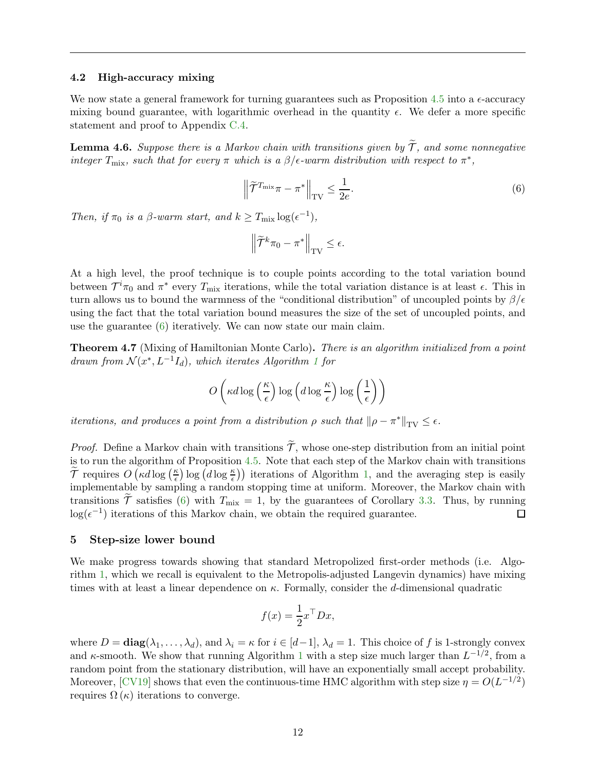### 4.2 High-accuracy mixing

We now state a general framework for turning guarantees such as Proposition 4.5 into a $\epsilon$-accuracy mixing bound guarantee, with logarithmic overhead in the quantity $\epsilon$. We defer a more specific statement and proof to Appendix C.4.

**Lemma 4.6.** *Suppose there is a Markov chain with transitions given by $\widetilde{\mathcal{T}}$, and some nonnegative integer $T_{\text{mix}}$, such that for every $\pi$ which is a $\beta/\epsilon$-warm distribution with respect to $\pi^*$,*

$$\left\|\widetilde{\mathcal{T}}^{T_{\text{mix}}}\pi - \pi^*\right\|_{\text{TV}} \leq \frac{1}{2e}. \tag{6}$$

*Then, if $\pi_0$ is a $\beta$-warm start, and $k \geq T_{\text{mix}} \log(\epsilon^{-1})$,*

$$\left\|\widetilde{\mathcal{T}}^{k}\pi_0 - \pi^*\right\|_{\text{TV}} \leq \epsilon.$$

At a high level, the proof technique is to couple points according to the total variation bound between $\mathcal{T}^i\pi_0$ and $\pi^*$ every $T_{\text{mix}}$ iterations, while the total variation distance is at least $\epsilon$. This in turn allows us to bound the warmness of the "conditional distribution" of uncoupled points by $\beta/\epsilon$ using the fact that the total variation bound measures the size of the set of uncoupled points, and use the guarantee (6) iteratively. We can now state our main claim.

**Theorem 4.7** (Mixing of Hamiltonian Monte Carlo)**.** *There is an algorithm initialized from a point drawn from $\mathcal{N}(x^*, L^{-1}I_d)$, which iterates Algorithm 1 for*

$$O\left(\kappa d \log\left(\frac{\kappa}{\epsilon}\right) \log\left(d \log\frac{\kappa}{\epsilon}\right) \log\left(\frac{1}{\epsilon}\right)\right)$$

*iterations, and produces a point from a distribution $\rho$ such that $\|\rho - \pi^*\|_{\text{TV}} \leq \epsilon$.*

*Proof.* Define a Markov chain with transitions $\widetilde{\mathcal{T}}$, whose one-step distribution from an initial point is to run the algorithm of Proposition 4.5. Note that each step of the Markov chain with transitions $\widetilde{\mathcal{T}}$ requires $O\left(\kappa d \log\left(\frac{\kappa}{\epsilon}\right) \log\left(d \log\frac{\kappa}{\epsilon}\right)\right)$ iterations of Algorithm 1, and the averaging step is easily implementable by sampling a random stopping time at uniform. Moreover, the Markov chain with transitions $\widetilde{\mathcal{T}}$ satisfies (6) with $T_{\text{mix}} = 1$, by the guarantees of Corollary 3.3. Thus, by running $\log(\epsilon^{-1})$ iterations of this Markov chain, we obtain the required guarantee. ∎

## 5 Step-size lower bound

We make progress towards showing that standard Metropolized first-order methods (i.e. Algorithm 1, which we recall is equivalent to the Metropolis-adjusted Langevin dynamics) have mixing times with at least a linear dependence on $\kappa$. Formally, consider the $d$-dimensional quadratic

$$f(x) = \frac{1}{2}x^\top Dx,$$

where $D = \mathbf{diag}(\lambda_1, \ldots, \lambda_d)$, and $\lambda_i = \kappa$ for $i \in [d-1]$, $\lambda_d = 1$. This choice of $f$ is 1-strongly convex and $\kappa$-smooth. We show that running Algorithm 1 with a step size much larger than $L^{-1/2}$, from a random point from the stationary distribution, will have an exponentially small accept probability. Moreover, [CV19] shows that even the continuous-time HMC algorithm with step size $\eta = O(L^{-1/2})$ requires $\Omega(\kappa)$ iterations to converge.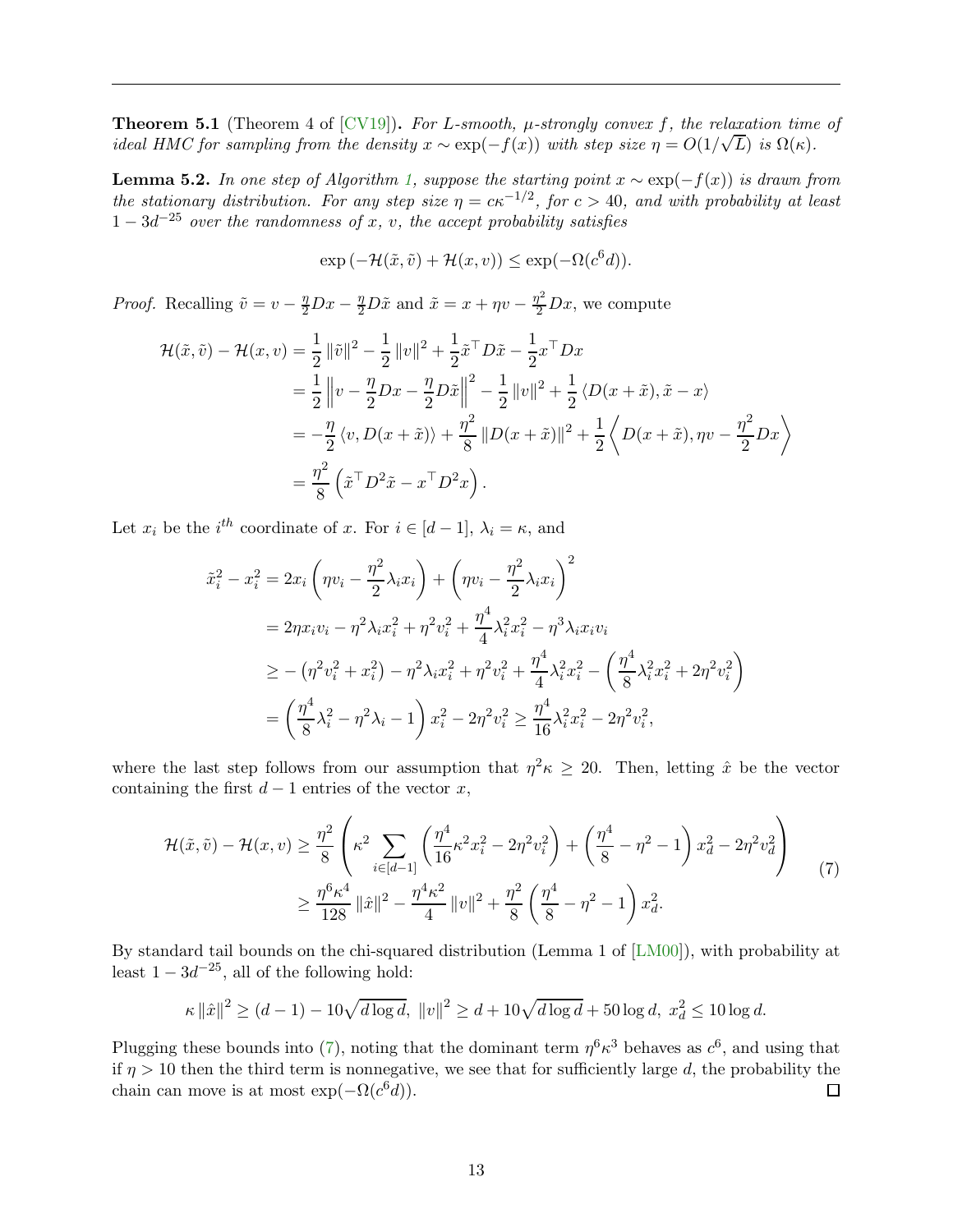**Theorem 5.1** (Theorem 4 of [CV19]). *For $L$-smooth, $\mu$-strongly convex $f$, the relaxation time of ideal HMC for sampling from the density $x \sim \exp(-f(x))$ with step size $\eta = O(1/\sqrt{L})$ is $\Omega(\kappa)$.*

**Lemma 5.2.** *In one step of Algorithm 1, suppose the starting point $x \sim \exp(-f(x))$ is drawn from the stationary distribution. For any step size $\eta = c\kappa^{-1/2}$, for $c > 40$, and with probability at least $1 - 3d^{-25}$ over the randomness of $x$, $v$, the accept probability satisfies*

$$\exp\left(-\mathcal{H}(\tilde{x}, \tilde{v}) + \mathcal{H}(x, v)\right) \leq \exp(-\Omega(c^6 d)).$$

*Proof.* Recalling $\tilde{v} = v - \frac{\eta}{2}Dx - \frac{\eta}{2}D\tilde{x}$ and $\tilde{x} = x + \eta v - \frac{\eta^2}{2}Dx$, we compute

$$\begin{aligned}
\mathcal{H}(\tilde{x}, \tilde{v}) - \mathcal{H}(x, v) &= \frac{1}{2}\|\tilde{v}\|^2 - \frac{1}{2}\|v\|^2 + \frac{1}{2}\tilde{x}^\top D\tilde{x} - \frac{1}{2}x^\top Dx \\
&= \frac{1}{2}\left\|v - \frac{\eta}{2}Dx - \frac{\eta}{2}D\tilde{x}\right\|^2 - \frac{1}{2}\|v\|^2 + \frac{1}{2}\langle D(x + \tilde{x}), \tilde{x} - x\rangle \\
&= -\frac{\eta}{2}\langle v, D(x + \tilde{x})\rangle + \frac{\eta^2}{8}\|D(x + \tilde{x})\|^2 + \frac{1}{2}\left\langle D(x + \tilde{x}), \eta v - \frac{\eta^2}{2}Dx\right\rangle \\
&= \frac{\eta^2}{8}\left(\tilde{x}^\top D^2\tilde{x} - x^\top D^2 x\right).
\end{aligned}$$

Let $x_i$ be the $i^{th}$ coordinate of $x$. For $i \in [d-1]$, $\lambda_i = \kappa$, and

$$\begin{aligned}
\tilde{x}_i^2 - x_i^2 &= 2x_i\left(\eta v_i - \frac{\eta^2}{2}\lambda_i x_i\right) + \left(\eta v_i - \frac{\eta^2}{2}\lambda_i x_i\right)^2 \\
&= 2\eta x_i v_i - \eta^2\lambda_i x_i^2 + \eta^2 v_i^2 + \frac{\eta^4}{4}\lambda_i^2 x_i^2 - \eta^3\lambda_i x_i v_i \\
&\geq -\left(\eta^2 v_i^2 + x_i^2\right) - \eta^2\lambda_i x_i^2 + \eta^2 v_i^2 + \frac{\eta^4}{4}\lambda_i^2 x_i^2 - \left(\frac{\eta^4}{8}\lambda_i^2 x_i^2 + 2\eta^2 v_i^2\right) \\
&= \left(\frac{\eta^4}{8}\lambda_i^2 - \eta^2\lambda_i - 1\right)x_i^2 - 2\eta^2 v_i^2 \geq \frac{\eta^4}{16}\lambda_i^2 x_i^2 - 2\eta^2 v_i^2,
\end{aligned}$$

where the last step follows from our assumption that $\eta^2\kappa \geq 20$. Then, letting $\hat{x}$ be the vector containing the first $d-1$ entries of the vector $x$,

$$\begin{aligned}
\mathcal{H}(\tilde{x}, \tilde{v}) - \mathcal{H}(x, v) &\geq \frac{\eta^2}{8}\left(\kappa^2\sum_{i\in[d-1]}\left(\frac{\eta^4}{16}\kappa^2 x_i^2 - 2\eta^2 v_i^2\right) + \left(\frac{\eta^4}{8} - \eta^2 - 1\right)x_d^2 - 2\eta^2 v_d^2\right) \\
&\geq \frac{\eta^6\kappa^4}{128}\|\hat{x}\|^2 - \frac{\eta^4\kappa^2}{4}\|v\|^2 + \frac{\eta^2}{8}\left(\frac{\eta^4}{8} - \eta^2 - 1\right)x_d^2.
\end{aligned} \tag{7}$$

By standard tail bounds on the chi-squared distribution (Lemma 1 of [LM00]), with probability at least $1 - 3d^{-25}$, all of the following hold:

$$\kappa\|\hat{x}\|^2 \geq (d-1) - 10\sqrt{d\log d},\ \|v\|^2 \geq d + 10\sqrt{d\log d} + 50\log d,\ x_d^2 \leq 10\log d.$$

Plugging these bounds into (7), noting that the dominant term $\eta^6\kappa^3$ behaves as $c^6$, and using that if $\eta > 10$ then the third term is nonnegative, we see that for sufficiently large $d$, the probability the chain can move is at most $\exp(-\Omega(c^6 d))$. $\square$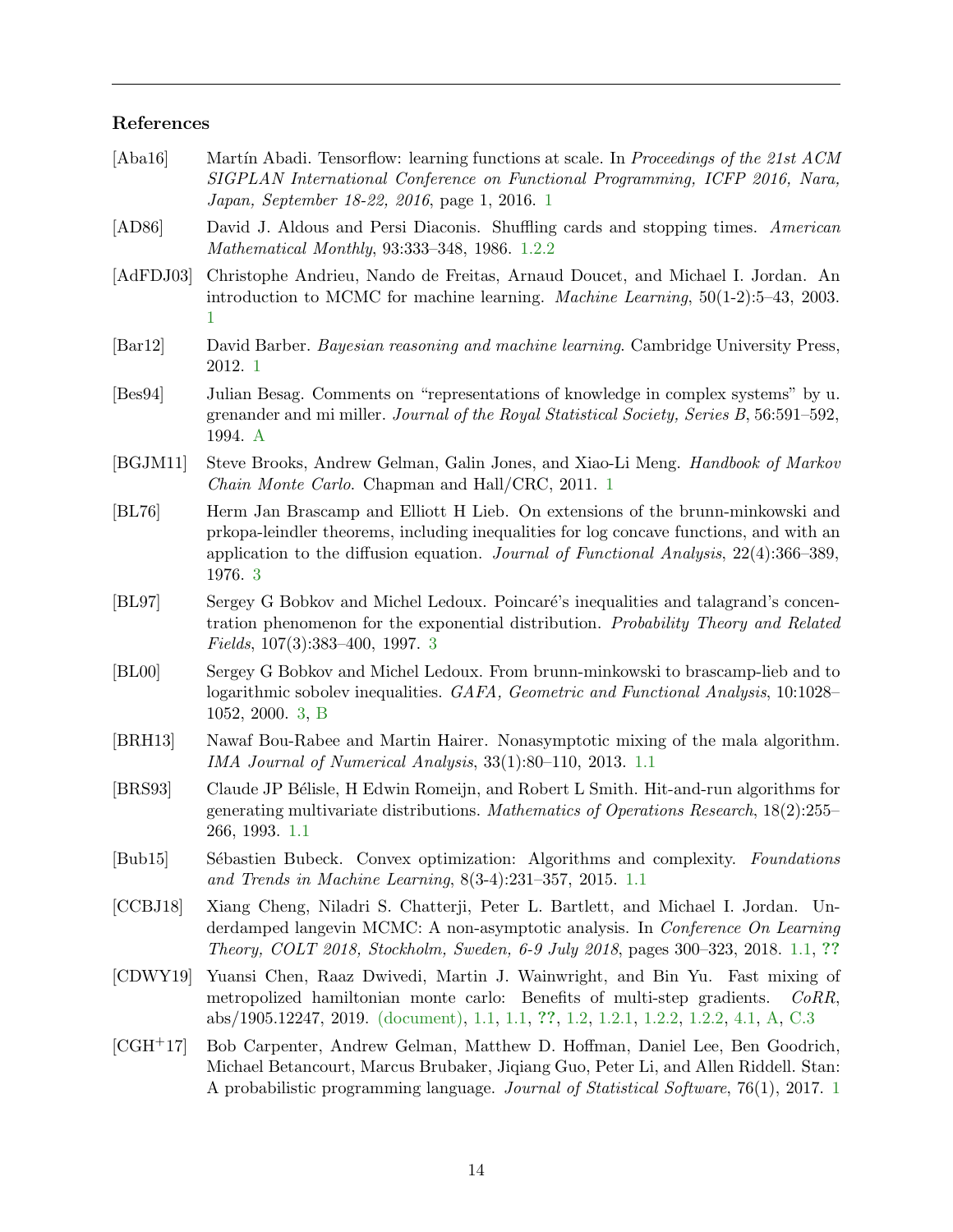## References

[Aba16] Martín Abadi. Tensorflow: learning functions at scale. In *Proceedings of the 21st ACM SIGPLAN International Conference on Functional Programming, ICFP 2016, Nara, Japan, September 18-22, 2016*, page 1, 2016. 1

[AD86] David J. Aldous and Persi Diaconis. Shuffling cards and stopping times. *American Mathematical Monthly*, 93:333–348, 1986. 1.2.2

[AdFDJ03] Christophe Andrieu, Nando de Freitas, Arnaud Doucet, and Michael I. Jordan. An introduction to MCMC for machine learning. *Machine Learning*, 50(1-2):5–43, 2003. 1

[Bar12] David Barber. *Bayesian reasoning and machine learning*. Cambridge University Press, 2012. 1

[Bes94] Julian Besag. Comments on "representations of knowledge in complex systems" by u. grenander and mi miller. *Journal of the Royal Statistical Society, Series B*, 56:591–592, 1994. A

[BGJM11] Steve Brooks, Andrew Gelman, Galin Jones, and Xiao-Li Meng. *Handbook of Markov Chain Monte Carlo*. Chapman and Hall/CRC, 2011. 1

[BL76] Herm Jan Brascamp and Elliott H Lieb. On extensions of the brunn-minkowski and prkopa-leindler theorems, including inequalities for log concave functions, and with an application to the diffusion equation. *Journal of Functional Analysis*, 22(4):366–389, 1976. 3

[BL97] Sergey G Bobkov and Michel Ledoux. Poincaré's inequalities and talagrand's concentration phenomenon for the exponential distribution. *Probability Theory and Related Fields*, 107(3):383–400, 1997. 3

[BL00] Sergey G Bobkov and Michel Ledoux. From brunn-minkowski to brascamp-lieb and to logarithmic sobolev inequalities. *GAFA, Geometric and Functional Analysis*, 10:1028–1052, 2000. 3, B

[BRH13] Nawaf Bou-Rabee and Martin Hairer. Nonasymptotic mixing of the mala algorithm. *IMA Journal of Numerical Analysis*, 33(1):80–110, 2013. 1.1

[BRS93] Claude JP Bélisle, H Edwin Romeijn, and Robert L Smith. Hit-and-run algorithms for generating multivariate distributions. *Mathematics of Operations Research*, 18(2):255–266, 1993. 1.1

[Bub15] Sébastien Bubeck. Convex optimization: Algorithms and complexity. *Foundations and Trends in Machine Learning*, 8(3-4):231–357, 2015. 1.1

[CCBJ18] Xiang Cheng, Niladri S. Chatterji, Peter L. Bartlett, and Michael I. Jordan. Underdamped langevin MCMC: A non-asymptotic analysis. In *Conference On Learning Theory, COLT 2018, Stockholm, Sweden, 6-9 July 2018*, pages 300–323, 2018. 1.1, ??

[CDWY19] Yuansi Chen, Raaz Dwivedi, Martin J. Wainwright, and Bin Yu. Fast mixing of metropolized hamiltonian monte carlo: Benefits of multi-step gradients. *CoRR*, abs/1905.12247, 2019. (document), 1.1, 1.1, ??, 1.2, 1.2.1, 1.2.2, 1.2.2, 4.1, A, C.3

[CGH+17] Bob Carpenter, Andrew Gelman, Matthew D. Hoffman, Daniel Lee, Ben Goodrich, Michael Betancourt, Marcus Brubaker, Jiqiang Guo, Peter Li, and Allen Riddell. Stan: A probabilistic programming language. *Journal of Statistical Software*, 76(1), 2017. 1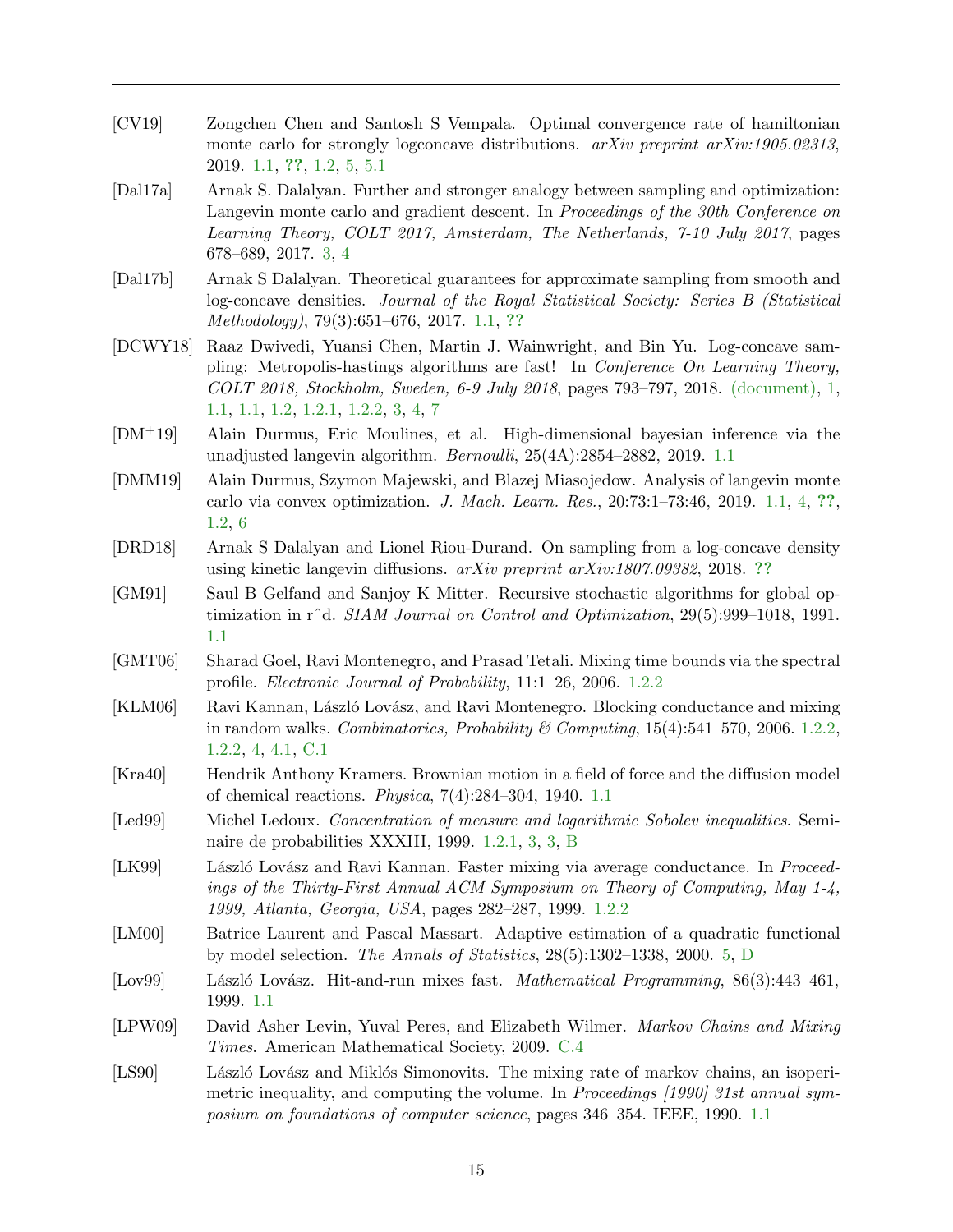[CV19] Zongchen Chen and Santosh S Vempala. Optimal convergence rate of hamiltonian monte carlo for strongly logconcave distributions. *arXiv preprint arXiv:1905.02313*, 2019. 1.1, ??, 1.2, 5, 5.1

[Dal17a] Arnak S. Dalalyan. Further and stronger analogy between sampling and optimization: Langevin monte carlo and gradient descent. In *Proceedings of the 30th Conference on Learning Theory, COLT 2017, Amsterdam, The Netherlands, 7-10 July 2017*, pages 678–689, 2017. 3, 4

[Dal17b] Arnak S Dalalyan. Theoretical guarantees for approximate sampling from smooth and log-concave densities. *Journal of the Royal Statistical Society: Series B (Statistical Methodology)*, 79(3):651–676, 2017. 1.1, ??

[DCWY18] Raaz Dwivedi, Yuansi Chen, Martin J. Wainwright, and Bin Yu. Log-concave sampling: Metropolis-hastings algorithms are fast! In *Conference On Learning Theory, COLT 2018, Stockholm, Sweden, 6-9 July 2018*, pages 793–797, 2018. (document), 1, 1.1, 1.1, 1.2, 1.2.1, 1.2.2, 3, 4, 7

[DM+19] Alain Durmus, Eric Moulines, et al. High-dimensional bayesian inference via the unadjusted langevin algorithm. *Bernoulli*, 25(4A):2854–2882, 2019. 1.1

[DMM19] Alain Durmus, Szymon Majewski, and Blazej Miasojedow. Analysis of langevin monte carlo via convex optimization. *J. Mach. Learn. Res.*, 20:73:1–73:46, 2019. 1.1, 4, ??, 1.2, 6

[DRD18] Arnak S Dalalyan and Lionel Riou-Durand. On sampling from a log-concave density using kinetic langevin diffusions. *arXiv preprint arXiv:1807.09382*, 2018. ??

[GM91] Saul B Gelfand and Sanjoy K Mitter. Recursive stochastic algorithms for global optimization in r^d. *SIAM Journal on Control and Optimization*, 29(5):999–1018, 1991. 1.1

[GMT06] Sharad Goel, Ravi Montenegro, and Prasad Tetali. Mixing time bounds via the spectral profile. *Electronic Journal of Probability*, 11:1–26, 2006. 1.2.2

[KLM06] Ravi Kannan, László Lovász, and Ravi Montenegro. Blocking conductance and mixing in random walks. *Combinatorics, Probability & Computing*, 15(4):541–570, 2006. 1.2.2, 1.2.2, 4, 4.1, C.1

[Kra40] Hendrik Anthony Kramers. Brownian motion in a field of force and the diffusion model of chemical reactions. *Physica*, 7(4):284–304, 1940. 1.1

[Led99] Michel Ledoux. *Concentration of measure and logarithmic Sobolev inequalities*. Seminaire de probabilities XXXIII, 1999. 1.2.1, 3, 3, B

[LK99] László Lovász and Ravi Kannan. Faster mixing via average conductance. In *Proceedings of the Thirty-First Annual ACM Symposium on Theory of Computing, May 1-4, 1999, Atlanta, Georgia, USA*, pages 282–287, 1999. 1.2.2

[LM00] Batrice Laurent and Pascal Massart. Adaptive estimation of a quadratic functional by model selection. *The Annals of Statistics*, 28(5):1302–1338, 2000. 5, D

[Lov99] László Lovász. Hit-and-run mixes fast. *Mathematical Programming*, 86(3):443–461, 1999. 1.1

[LPW09] David Asher Levin, Yuval Peres, and Elizabeth Wilmer. *Markov Chains and Mixing Times*. American Mathematical Society, 2009. C.4

[LS90] László Lovász and Miklós Simonovits. The mixing rate of markov chains, an isoperimetric inequality, and computing the volume. In *Proceedings [1990] 31st annual symposium on foundations of computer science*, pages 346–354. IEEE, 1990. 1.1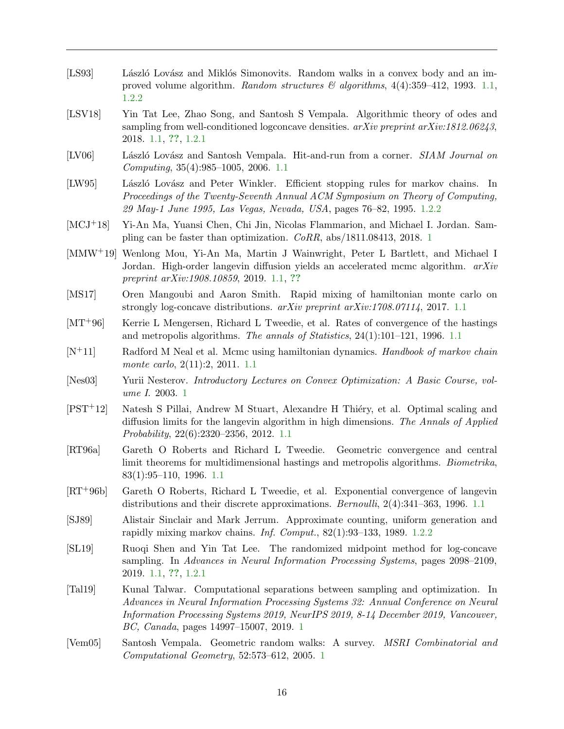[LS93] László Lovász and Miklós Simonovits. Random walks in a convex body and an improved volume algorithm. *Random structures & algorithms*, 4(4):359–412, 1993. 1.1, 1.2.2

[LSV18] Yin Tat Lee, Zhao Song, and Santosh S Vempala. Algorithmic theory of odes and sampling from well-conditioned logconcave densities. *arXiv preprint arXiv:1812.06243*, 2018. 1.1, ??, 1.2.1

[LV06] László Lovász and Santosh Vempala. Hit-and-run from a corner. *SIAM Journal on Computing*, 35(4):985–1005, 2006. 1.1

[LW95] László Lovász and Peter Winkler. Efficient stopping rules for markov chains. In *Proceedings of the Twenty-Seventh Annual ACM Symposium on Theory of Computing, 29 May-1 June 1995, Las Vegas, Nevada, USA*, pages 76–82, 1995. 1.2.2

[MCJ+18] Yi-An Ma, Yuansi Chen, Chi Jin, Nicolas Flammarion, and Michael I. Jordan. Sampling can be faster than optimization. *CoRR*, abs/1811.08413, 2018. 1

[MMW+19] Wenlong Mou, Yi-An Ma, Martin J Wainwright, Peter L Bartlett, and Michael I Jordan. High-order langevin diffusion yields an accelerated mcmc algorithm. *arXiv preprint arXiv:1908.10859*, 2019. 1.1, ??

[MS17] Oren Mangoubi and Aaron Smith. Rapid mixing of hamiltonian monte carlo on strongly log-concave distributions. *arXiv preprint arXiv:1708.07114*, 2017. 1.1

[MT+96] Kerrie L Mengersen, Richard L Tweedie, et al. Rates of convergence of the hastings and metropolis algorithms. *The annals of Statistics*, 24(1):101–121, 1996. 1.1

[N+11] Radford M Neal et al. Mcmc using hamiltonian dynamics. *Handbook of markov chain monte carlo*, 2(11):2, 2011. 1.1

[Nes03] Yurii Nesterov. *Introductory Lectures on Convex Optimization: A Basic Course, volume I*. 2003. 1

[PST+12] Natesh S Pillai, Andrew M Stuart, Alexandre H Thiéry, et al. Optimal scaling and diffusion limits for the langevin algorithm in high dimensions. *The Annals of Applied Probability*, 22(6):2320–2356, 2012. 1.1

[RT96a] Gareth O Roberts and Richard L Tweedie. Geometric convergence and central limit theorems for multidimensional hastings and metropolis algorithms. *Biometrika*, 83(1):95–110, 1996. 1.1

[RT+96b] Gareth O Roberts, Richard L Tweedie, et al. Exponential convergence of langevin distributions and their discrete approximations. *Bernoulli*, 2(4):341–363, 1996. 1.1

[SJ89] Alistair Sinclair and Mark Jerrum. Approximate counting, uniform generation and rapidly mixing markov chains. *Inf. Comput.*, 82(1):93–133, 1989. 1.2.2

[SL19] Ruoqi Shen and Yin Tat Lee. The randomized midpoint method for log-concave sampling. In *Advances in Neural Information Processing Systems*, pages 2098–2109, 2019. 1.1, ??, 1.2.1

[Tal19] Kunal Talwar. Computational separations between sampling and optimization. In *Advances in Neural Information Processing Systems 32: Annual Conference on Neural Information Processing Systems 2019, NeurIPS 2019, 8-14 December 2019, Vancouver, BC, Canada*, pages 14997–15007, 2019. 1

[Vem05] Santosh Vempala. Geometric random walks: A survey. *MSRI Combinatorial and Computational Geometry*, 52:573–612, 2005. 1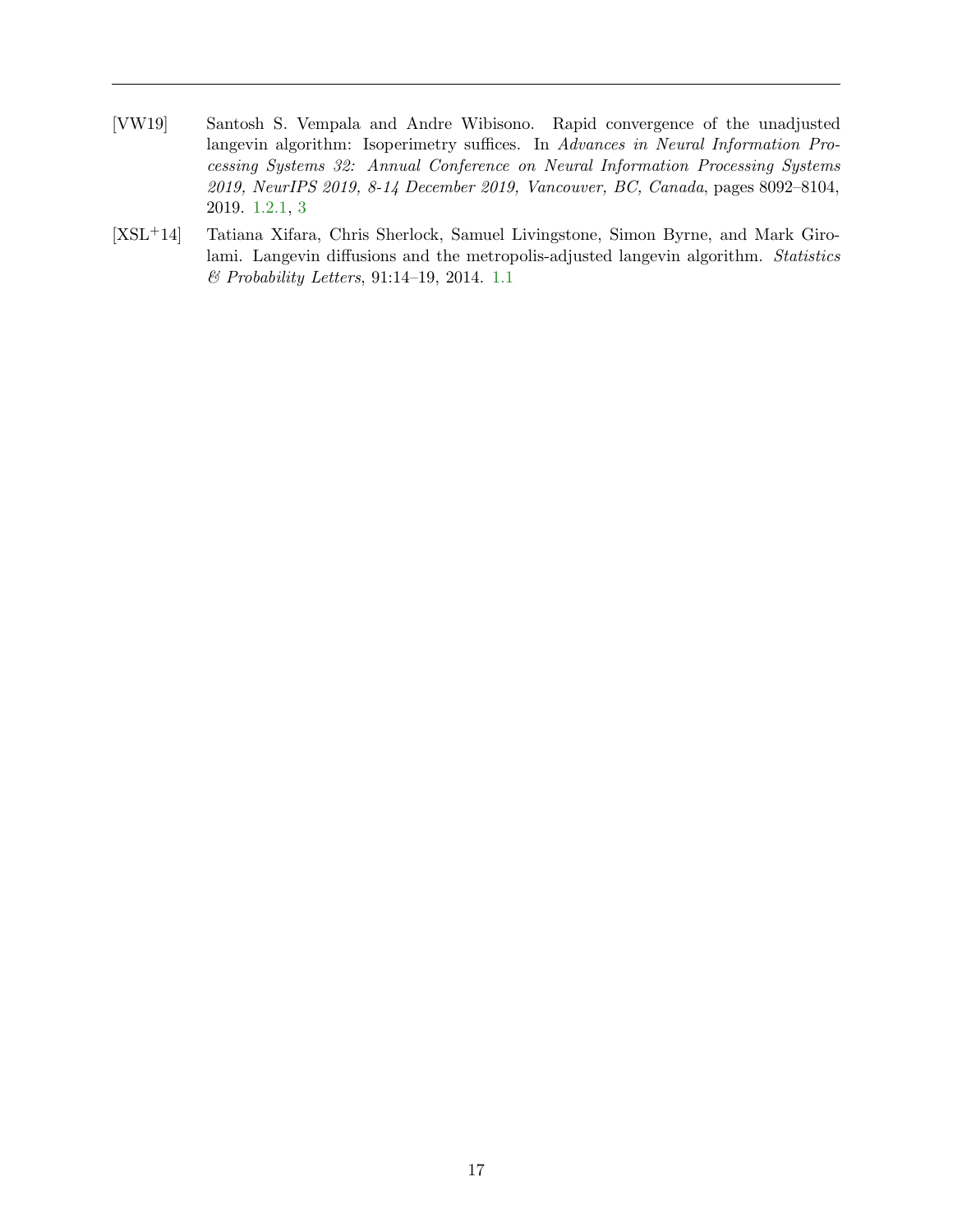[VW19] Santosh S. Vempala and Andre Wibisono. Rapid convergence of the unadjusted langevin algorithm: Isoperimetry suffices. In *Advances in Neural Information Processing Systems 32: Annual Conference on Neural Information Processing Systems 2019, NeurIPS 2019, 8-14 December 2019, Vancouver, BC, Canada*, pages 8092–8104, 2019. 1.2.1, 3

[XSL+14] Tatiana Xifara, Chris Sherlock, Samuel Livingstone, Simon Byrne, and Mark Girolami. Langevin diffusions and the metropolis-adjusted langevin algorithm. *Statistics & Probability Letters*, 91:14–19, 2014. 1.1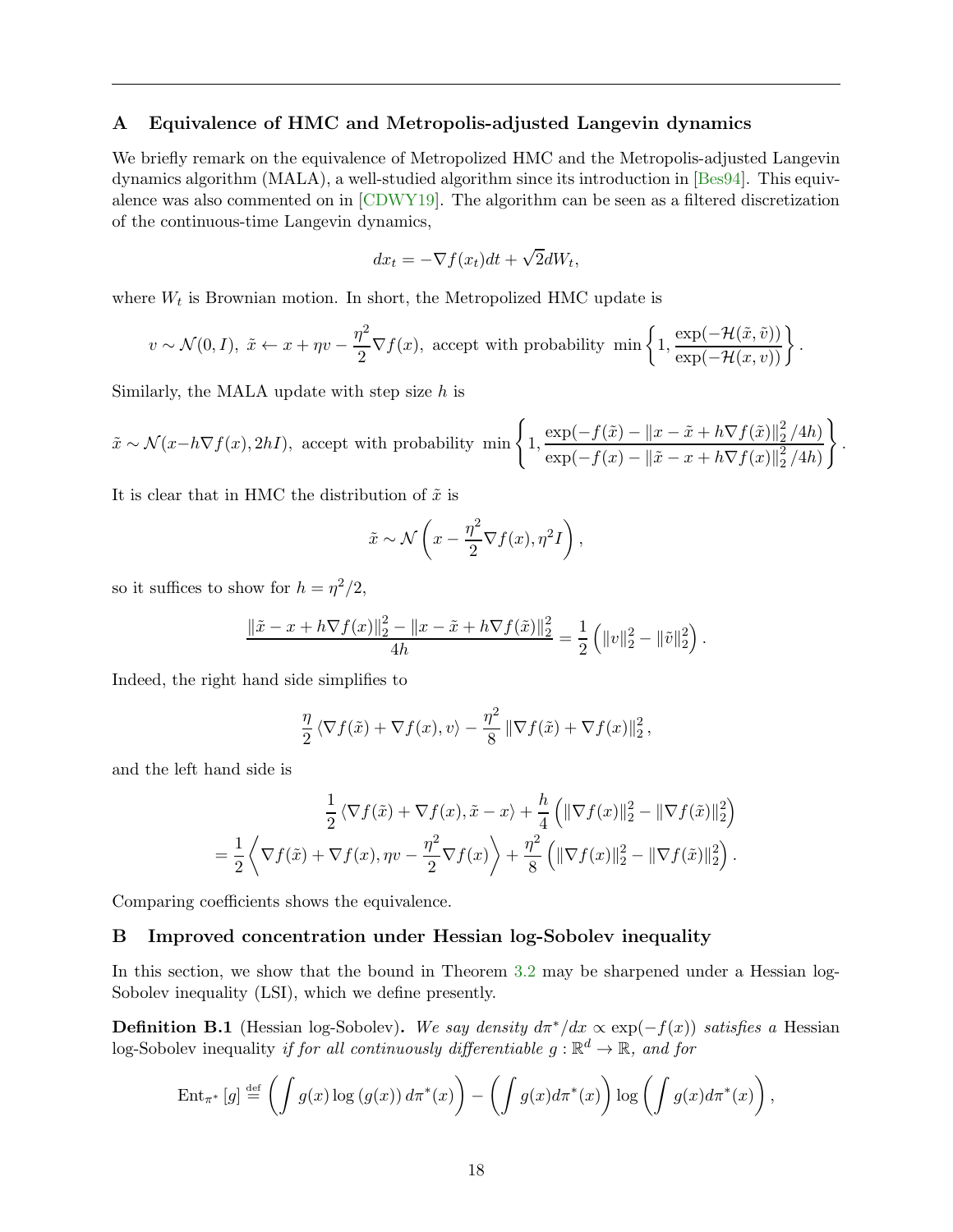## A Equivalence of HMC and Metropolis-adjusted Langevin dynamics

We briefly remark on the equivalence of Metropolized HMC and the Metropolis-adjusted Langevin dynamics algorithm (MALA), a well-studied algorithm since its introduction in [Bes94]. This equivalence was also commented on in [CDWY19]. The algorithm can be seen as a filtered discretization of the continuous-time Langevin dynamics,

$$dx_t = -\nabla f(x_t)dt + \sqrt{2}dW_t,$$

where $W_t$ is Brownian motion. In short, the Metropolized HMC update is

$$v \sim \mathcal{N}(0, I),\ \tilde{x} \leftarrow x + \eta v - \frac{\eta^2}{2}\nabla f(x),\ \text{accept with probability } \min\left\{1, \frac{\exp(-\mathcal{H}(\tilde{x}, \tilde{v}))}{\exp(-\mathcal{H}(x, v))}\right\}.$$

Similarly, the MALA update with step size $h$ is

$$\tilde{x} \sim \mathcal{N}(x - h\nabla f(x), 2hI),\ \text{accept with probability } \min\left\{1, \frac{\exp(-f(\tilde{x}) - \|x - \tilde{x} + h\nabla f(\tilde{x})\|_2^2/4h)}{\exp(-f(x) - \|\tilde{x} - x + h\nabla f(x)\|_2^2/4h)}\right\}.$$

It is clear that in HMC the distribution of $\tilde{x}$ is

$$\tilde{x} \sim \mathcal{N}\left(x - \frac{\eta^2}{2}\nabla f(x), \eta^2 I\right),$$

so it suffices to show for $h = \eta^2/2$,

$$\frac{\|\tilde{x} - x + h\nabla f(x)\|_2^2 - \|x - \tilde{x} + h\nabla f(\tilde{x})\|_2^2}{4h} = \frac{1}{2}\left(\|v\|_2^2 - \|\tilde{v}\|_2^2\right).$$

Indeed, the right hand side simplifies to

$$\frac{\eta}{2}\langle \nabla f(\tilde{x}) + \nabla f(x), v\rangle - \frac{\eta^2}{8}\|\nabla f(\tilde{x}) + \nabla f(x)\|_2^2,$$

and the left hand side is

$$\begin{aligned}
&\frac{1}{2}\langle \nabla f(\tilde{x}) + \nabla f(x), \tilde{x} - x\rangle + \frac{h}{4}\left(\|\nabla f(x)\|_2^2 - \|\nabla f(\tilde{x})\|_2^2\right) \\
&= \frac{1}{2}\left\langle \nabla f(\tilde{x}) + \nabla f(x), \eta v - \frac{\eta^2}{2}\nabla f(x)\right\rangle + \frac{\eta^2}{8}\left(\|\nabla f(x)\|_2^2 - \|\nabla f(\tilde{x})\|_2^2\right).
\end{aligned}$$

Comparing coefficients shows the equivalence.

## B Improved concentration under Hessian log-Sobolev inequality

In this section, we show that the bound in Theorem 3.2 may be sharpened under a Hessian log-Sobolev inequality (LSI), which we define presently.

**Definition B.1** (Hessian log-Sobolev)**.** *We say density $d\pi^*/dx \propto \exp(-f(x))$ satisfies a* Hessian log-Sobolev inequality *if for all continuously differentiable $g : \mathbb{R}^d \to \mathbb{R}$, and for*

$$\text{Ent}_{\pi^*}[g] \stackrel{\text{def}}{=} \left(\int g(x)\log(g(x))\, d\pi^*(x)\right) - \left(\int g(x) d\pi^*(x)\right)\log\left(\int g(x) d\pi^*(x)\right),$$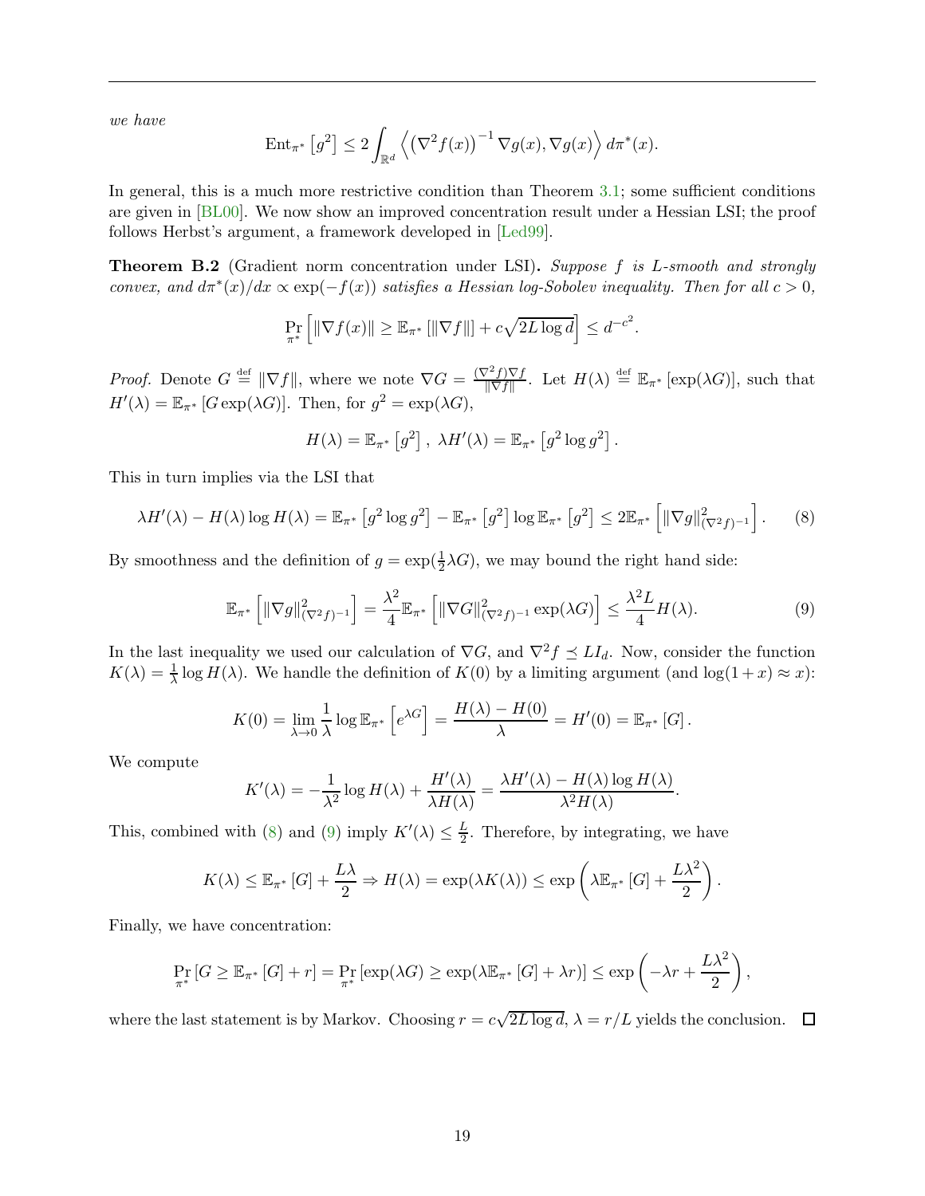*we have*

$$\mathrm{Ent}_{\pi^*}\left[g^2\right] \leq 2\int_{\mathbb{R}^d} \left\langle \left(\nabla^2 f(x)\right)^{-1} \nabla g(x), \nabla g(x)\right\rangle d\pi^*(x).$$

In general, this is a much more restrictive condition than Theorem 3.1; some sufficient conditions are given in [BL00]. We now show an improved concentration result under a Hessian LSI; the proof follows Herbst's argument, a framework developed in [Led99].

**Theorem B.2** (Gradient norm concentration under LSI)**.** *Suppose $f$ is $L$-smooth and strongly convex, and $d\pi^*(x)/dx \propto \exp(-f(x))$ satisfies a Hessian log-Sobolev inequality. Then for all $c > 0$,*

$$\Pr_{\pi^*}\left[\|\nabla f(x)\| \geq \mathbb{E}_{\pi^*}\left[\|\nabla f\|\right] + c\sqrt{2L\log d}\right] \leq d^{-c^2}.$$

*Proof.* Denote $G \stackrel{\text{def}}{=} \|\nabla f\|$, where we note $\nabla G = \frac{(\nabla^2 f)\nabla f}{\|\nabla f\|}$. Let $H(\lambda) \stackrel{\text{def}}{=} \mathbb{E}_{\pi^*}\left[\exp(\lambda G)\right]$, such that $H'(\lambda) = \mathbb{E}_{\pi^*}\left[G\exp(\lambda G)\right]$. Then, for $g^2 = \exp(\lambda G)$,

$$H(\lambda) = \mathbb{E}_{\pi^*}\left[g^2\right],\ \lambda H'(\lambda) = \mathbb{E}_{\pi^*}\left[g^2 \log g^2\right].$$

This in turn implies via the LSI that

$$\lambda H'(\lambda) - H(\lambda)\log H(\lambda) = \mathbb{E}_{\pi^*}\left[g^2\log g^2\right] - \mathbb{E}_{\pi^*}\left[g^2\right]\log \mathbb{E}_{\pi^*}\left[g^2\right] \leq 2\mathbb{E}_{\pi^*}\left[\|\nabla g\|^2_{(\nabla^2 f)^{-1}}\right]. \tag{8}$$

By smoothness and the definition of $g = \exp(\frac{1}{2}\lambda G)$, we may bound the right hand side:

$$\mathbb{E}_{\pi^*}\left[\|\nabla g\|^2_{(\nabla^2 f)^{-1}}\right] = \frac{\lambda^2}{4}\mathbb{E}_{\pi^*}\left[\|\nabla G\|^2_{(\nabla^2 f)^{-1}}\exp(\lambda G)\right] \leq \frac{\lambda^2 L}{4}H(\lambda). \tag{9}$$

In the last inequality we used our calculation of $\nabla G$, and $\nabla^2 f \preceq LI_d$. Now, consider the function $K(\lambda) = \frac{1}{\lambda}\log H(\lambda)$. We handle the definition of $K(0)$ by a limiting argument (and $\log(1+x) \approx x$):

$$K(0) = \lim_{\lambda\to 0}\frac{1}{\lambda}\log \mathbb{E}_{\pi^*}\left[e^{\lambda G}\right] = \frac{H(\lambda) - H(0)}{\lambda} = H'(0) = \mathbb{E}_{\pi^*}\left[G\right].$$

We compute

$$K'(\lambda) = -\frac{1}{\lambda^2}\log H(\lambda) + \frac{H'(\lambda)}{\lambda H(\lambda)} = \frac{\lambda H'(\lambda) - H(\lambda)\log H(\lambda)}{\lambda^2 H(\lambda)}.$$

This, combined with (8) and (9) imply $K'(\lambda) \leq \frac{L}{2}$. Therefore, by integrating, we have

$$K(\lambda) \leq \mathbb{E}_{\pi^*}\left[G\right] + \frac{L\lambda}{2} \Rightarrow H(\lambda) = \exp(\lambda K(\lambda)) \leq \exp\left(\lambda \mathbb{E}_{\pi^*}\left[G\right] + \frac{L\lambda^2}{2}\right).$$

Finally, we have concentration:

$$\Pr_{\pi^*}\left[G \geq \mathbb{E}_{\pi^*}\left[G\right] + r\right] = \Pr_{\pi^*}\left[\exp(\lambda G) \geq \exp(\lambda\mathbb{E}_{\pi^*}\left[G\right] + \lambda r)\right] \leq \exp\left(-\lambda r + \frac{L\lambda^2}{2}\right),$$

where the last statement is by Markov. Choosing $r = c\sqrt{2L\log d}$, $\lambda = r/L$ yields the conclusion. $\square$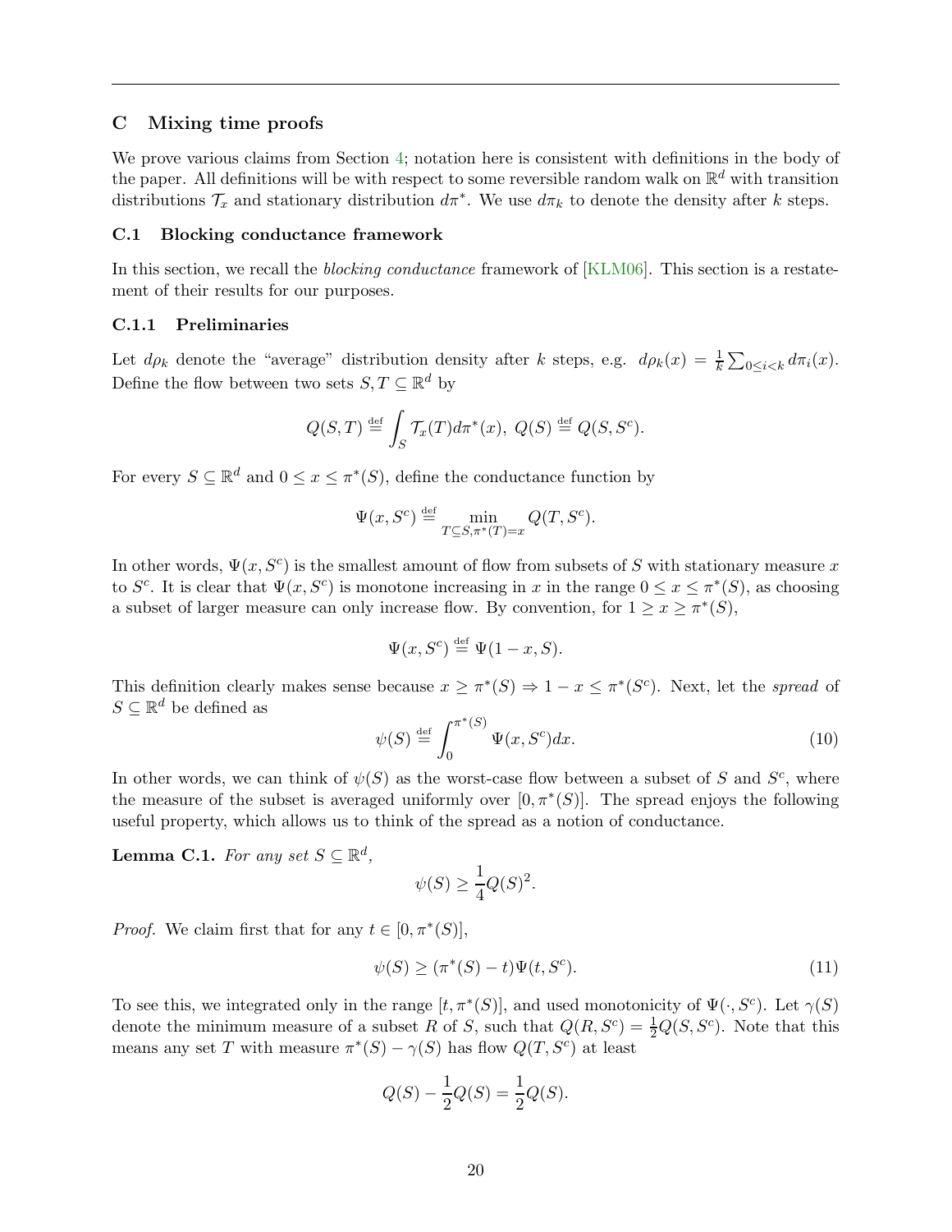## C Mixing time proofs

We prove various claims from Section 4; notation here is consistent with definitions in the body of the paper. All definitions will be with respect to some reversible random walk on $\mathbb{R}^d$ with transition distributions $\mathcal{T}_x$ and stationary distribution $d\pi^*$. We use $d\pi_k$ to denote the density after $k$ steps.

### C.1 Blocking conductance framework

In this section, we recall the *blocking conductance* framework of [KLM06]. This section is a restatement of their results for our purposes.

#### C.1.1 Preliminaries

Let $d\rho_k$ denote the "average" distribution density after $k$ steps, e.g. $d\rho_k(x) = \frac{1}{k}\sum_{0\le i<k} d\pi_i(x)$. Define the flow between two sets $S, T \subseteq \mathbb{R}^d$ by

$$Q(S,T) \stackrel{\text{def}}{=} \int_S \mathcal{T}_x(T) d\pi^*(x),\ Q(S) \stackrel{\text{def}}{=} Q(S,S^c).$$

For every $S \subseteq \mathbb{R}^d$ and $0 \le x \le \pi^*(S)$, define the conductance function by

$$\Psi(x, S^c) \stackrel{\text{def}}{=} \min_{T\subseteq S, \pi^*(T)=x} Q(T, S^c).$$

In other words, $\Psi(x, S^c)$ is the smallest amount of flow from subsets of $S$ with stationary measure $x$ to $S^c$. It is clear that $\Psi(x, S^c)$ is monotone increasing in $x$ in the range $0 \le x \le \pi^*(S)$, as choosing a subset of larger measure can only increase flow. By convention, for $1 \ge x \ge \pi^*(S)$,

$$\Psi(x, S^c) \stackrel{\text{def}}{=} \Psi(1-x, S).$$

This definition clearly makes sense because $x \ge \pi^*(S) \Rightarrow 1-x \le \pi^*(S^c)$. Next, let the *spread* of $S \subseteq \mathbb{R}^d$ be defined as

$$\psi(S) \stackrel{\text{def}}{=} \int_0^{\pi^*(S)} \Psi(x, S^c) dx. \tag{10}$$

In other words, we can think of $\psi(S)$ as the worst-case flow between a subset of $S$ and $S^c$, where the measure of the subset is averaged uniformly over $[0, \pi^*(S)]$. The spread enjoys the following useful property, which allows us to think of the spread as a notion of conductance.

**Lemma C.1.** *For any set $S \subseteq \mathbb{R}^d$,*

$$\psi(S) \ge \frac{1}{4}Q(S)^2.$$

*Proof.* We claim first that for any $t \in [0, \pi^*(S)]$,

$$\psi(S) \ge (\pi^*(S) - t)\Psi(t, S^c). \tag{11}$$

To see this, we integrated only in the range $[t, \pi^*(S)]$, and used monotonicity of $\Psi(\cdot, S^c)$. Let $\gamma(S)$ denote the minimum measure of a subset $R$ of $S$, such that $Q(R, S^c) = \frac{1}{2}Q(S, S^c)$. Note that this means any set $T$ with measure $\pi^*(S) - \gamma(S)$ has flow $Q(T, S^c)$ at least

$$Q(S) - \frac{1}{2}Q(S) = \frac{1}{2}Q(S).$$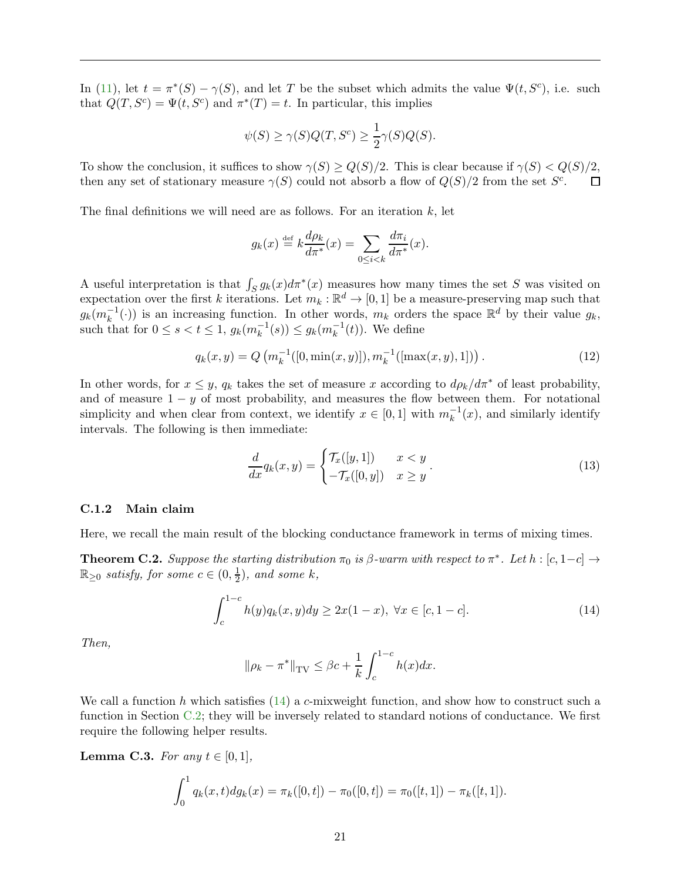In (11), let $t = \pi^*(S) - \gamma(S)$, and let $T$ be the subset which admits the value $\Psi(t, S^c)$, i.e. such that $Q(T, S^c) = \Psi(t, S^c)$ and $\pi^*(T) = t$. In particular, this implies

$$\psi(S) \geq \gamma(S) Q(T, S^c) \geq \frac{1}{2}\gamma(S) Q(S).$$

To show the conclusion, it suffices to show $\gamma(S) \geq Q(S)/2$. This is clear because if $\gamma(S) < Q(S)/2$, then any set of stationary measure $\gamma(S)$ could not absorb a flow of $Q(S)/2$ from the set $S^c$. $\square$

The final definitions we will need are as follows. For an iteration $k$, let

$$g_k(x) \stackrel{\text{def}}{=} k \frac{d\rho_k}{d\pi^*}(x) = \sum_{0 \leq i < k} \frac{d\pi_i}{d\pi^*}(x).$$

A useful interpretation is that $\int_S g_k(x) d\pi^*(x)$ measures how many times the set $S$ was visited on expectation over the first $k$ iterations. Let $m_k : \mathbb{R}^d \to [0, 1]$ be a measure-preserving map such that $g_k(m_k^{-1}(\cdot))$ is an increasing function. In other words, $m_k$ orders the space $\mathbb{R}^d$ by their value $g_k$, such that for $0 \leq s < t \leq 1$, $g_k(m_k^{-1}(s)) \leq g_k(m_k^{-1}(t))$. We define

$$q_k(x, y) = Q\left(m_k^{-1}([0, \min(x, y)]), m_k^{-1}([\max(x, y), 1])\right). \tag{12}$$

In other words, for $x \leq y$, $q_k$ takes the set of measure $x$ according to $d\rho_k / d\pi^*$ of least probability, and of measure $1 - y$ of most probability, and measures the flow between them. For notational simplicity and when clear from context, we identify $x \in [0, 1]$ with $m_k^{-1}(x)$, and similarly identify intervals. The following is then immediate:

$$\frac{d}{dx} q_k(x, y) = \begin{cases} \mathcal{T}_x([y, 1]) & x < y \\ -\mathcal{T}_x([0, y]) & x \geq y \end{cases}. \tag{13}$$

### C.1.2 Main claim

Here, we recall the main result of the blocking conductance framework in terms of mixing times.

**Theorem C.2.** *Suppose the starting distribution $\pi_0$ is $\beta$-warm with respect to $\pi^*$. Let $h : [c, 1-c] \to \mathbb{R}_{\geq 0}$ satisfy, for some $c \in (0, \frac{1}{2})$, and some $k$,*

$$\int_c^{1-c} h(y) q_k(x, y) dy \geq 2x(1 - x),\ \forall x \in [c, 1 - c]. \tag{14}$$

*Then,*

$$\|\rho_k - \pi^*\|_{\text{TV}} \leq \beta c + \frac{1}{k} \int_c^{1-c} h(x) dx.$$

We call a function $h$ which satisfies (14) a $c$-mixweight function, and show how to construct such a function in Section C.2; they will be inversely related to standard notions of conductance. We first require the following helper results.

**Lemma C.3.** *For any $t \in [0, 1]$,*

$$\int_0^1 q_k(x, t) dg_k(x) = \pi_k([0, t]) - \pi_0([0, t]) = \pi_0([t, 1]) - \pi_k([t, 1]).$$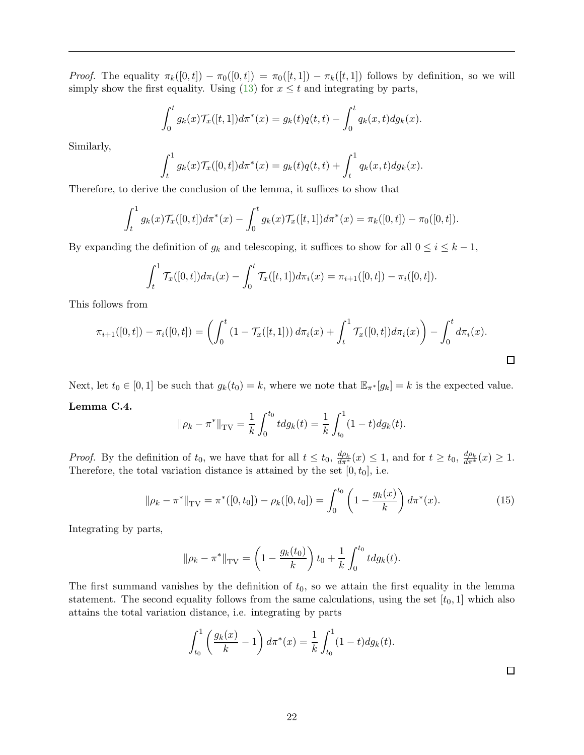*Proof.* The equality $\pi_k([0,t]) - \pi_0([0,t]) = \pi_0([t,1]) - \pi_k([t,1])$ follows by definition, so we will simply show the first equality. Using (13) for $x \le t$ and integrating by parts,

$$\int_0^t g_k(x)\mathcal{T}_x([t,1])d\pi^*(x) = g_k(t)q(t,t) - \int_0^t q_k(x,t)dg_k(x).$$

Similarly,

$$\int_t^1 g_k(x)\mathcal{T}_x([0,t])d\pi^*(x) = g_k(t)q(t,t) + \int_t^1 q_k(x,t)dg_k(x).$$

Therefore, to derive the conclusion of the lemma, it suffices to show that

$$\int_t^1 g_k(x)\mathcal{T}_x([0,t])d\pi^*(x) - \int_0^t g_k(x)\mathcal{T}_x([t,1])d\pi^*(x) = \pi_k([0,t]) - \pi_0([0,t]).$$

By expanding the definition of $g_k$ and telescoping, it suffices to show for all $0 \le i \le k-1$,

$$\int_t^1 \mathcal{T}_x([0,t])d\pi_i(x) - \int_0^t \mathcal{T}_x([t,1])d\pi_i(x) = \pi_{i+1}([0,t]) - \pi_i([0,t]).$$

This follows from

$$\pi_{i+1}([0,t]) - \pi_i([0,t]) = \left(\int_0^t \left(1 - \mathcal{T}_x([t,1])\right) d\pi_i(x) + \int_t^1 \mathcal{T}_x([0,t])d\pi_i(x)\right) - \int_0^t d\pi_i(x).$$

$\square$

Next, let $t_0 \in [0,1]$ be such that $g_k(t_0) = k$, where we note that $\mathbb{E}_{\pi^*}[g_k] = k$ is the expected value.

**Lemma C.4.**

$$\|\rho_k - \pi^*\|_{\mathrm{TV}} = \frac{1}{k}\int_0^{t_0} t dg_k(t) = \frac{1}{k}\int_{t_0}^1 (1-t)dg_k(t).$$

*Proof.* By the definition of $t_0$, we have that for all $t \le t_0$, $\frac{d\rho_k}{d\pi^*}(x) \le 1$, and for $t \ge t_0$, $\frac{d\rho_k}{d\pi^*}(x) \ge 1$. Therefore, the total variation distance is attained by the set $[0,t_0]$, i.e.

$$\|\rho_k - \pi^*\|_{\mathrm{TV}} = \pi^*([0,t_0]) - \rho_k([0,t_0]) = \int_0^{t_0} \left(1 - \frac{g_k(x)}{k}\right) d\pi^*(x). \tag{15}$$

Integrating by parts,

$$\|\rho_k - \pi^*\|_{\mathrm{TV}} = \left(1 - \frac{g_k(t_0)}{k}\right) t_0 + \frac{1}{k}\int_0^{t_0} t dg_k(t).$$

The first summand vanishes by the definition of $t_0$, so we attain the first equality in the lemma statement. The second equality follows from the same calculations, using the set $[t_0, 1]$ which also attains the total variation distance, i.e. integrating by parts

$$\int_{t_0}^1 \left(\frac{g_k(x)}{k} - 1\right) d\pi^*(x) = \frac{1}{k}\int_{t_0}^1 (1-t)dg_k(t).$$

$\square$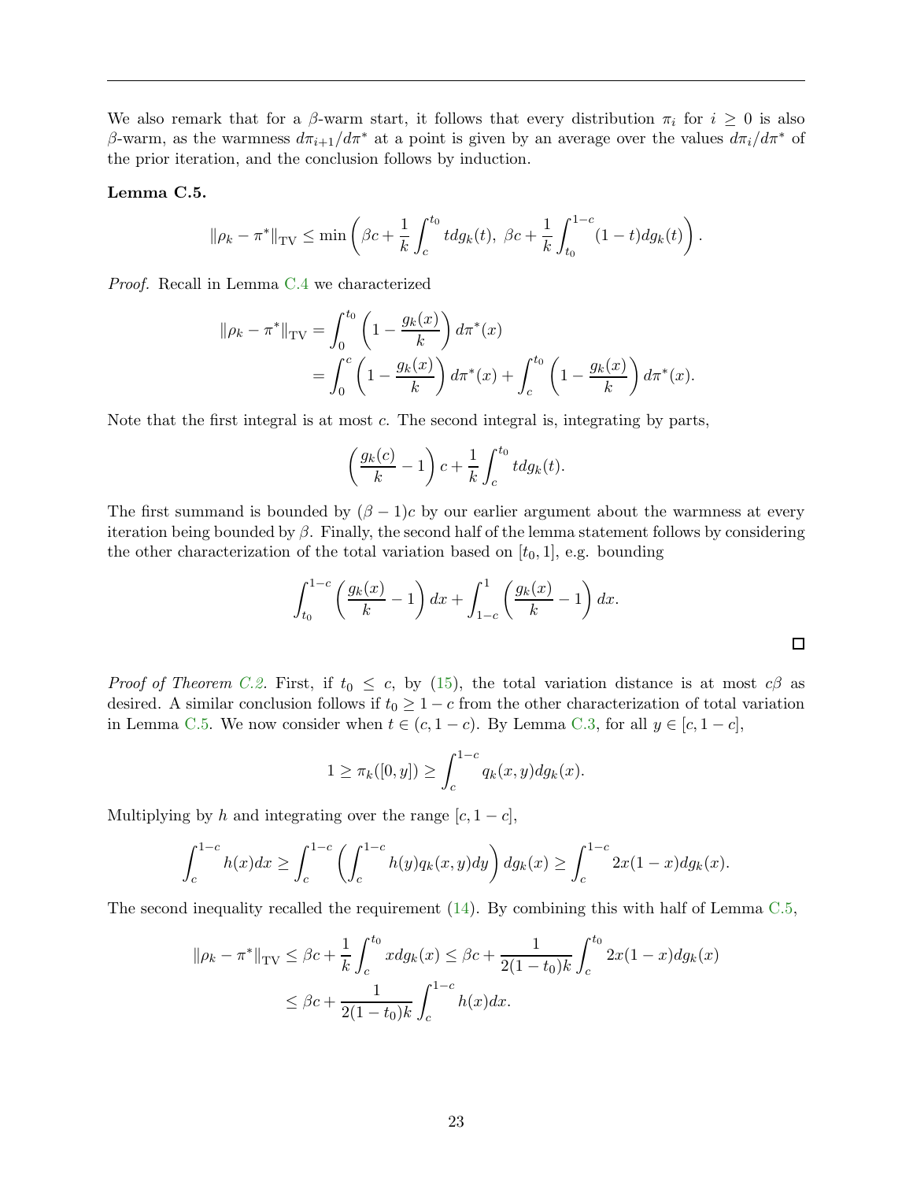We also remark that for a $\beta$-warm start, it follows that every distribution $\pi_i$ for $i \geq 0$ is also $\beta$-warm, as the warmness $d\pi_{i+1}/d\pi^*$ at a point is given by an average over the values $d\pi_i/d\pi^*$ of the prior iteration, and the conclusion follows by induction.

**Lemma C.5.**

$$\|\rho_k - \pi^*\|_{\mathrm{TV}} \leq \min\left(\beta c + \frac{1}{k}\int_c^{t_0} t dg_k(t),\ \beta c + \frac{1}{k}\int_{t_0}^{1-c}(1-t)dg_k(t)\right).$$

*Proof.* Recall in Lemma C.4 we characterized

$$\begin{aligned}
\|\rho_k - \pi^*\|_{\mathrm{TV}} &= \int_0^{t_0}\left(1 - \frac{g_k(x)}{k}\right)d\pi^*(x) \\
&= \int_0^{c}\left(1 - \frac{g_k(x)}{k}\right)d\pi^*(x) + \int_c^{t_0}\left(1 - \frac{g_k(x)}{k}\right)d\pi^*(x).
\end{aligned}$$

Note that the first integral is at most $c$. The second integral is, integrating by parts,

$$\left(\frac{g_k(c)}{k} - 1\right)c + \frac{1}{k}\int_c^{t_0} t dg_k(t).$$

The first summand is bounded by $(\beta - 1)c$ by our earlier argument about the warmness at every iteration being bounded by $\beta$. Finally, the second half of the lemma statement follows by considering the other characterization of the total variation based on $[t_0, 1]$, e.g. bounding

$$\int_{t_0}^{1-c}\left(\frac{g_k(x)}{k} - 1\right)dx + \int_{1-c}^{1}\left(\frac{g_k(x)}{k} - 1\right)dx.$$

□

*Proof of Theorem C.2.* First, if $t_0 \leq c$, by (15), the total variation distance is at most $c\beta$ as desired. A similar conclusion follows if $t_0 \geq 1 - c$ from the other characterization of total variation in Lemma C.5. We now consider when $t \in (c, 1-c)$. By Lemma C.3, for all $y \in [c, 1-c]$,

$$1 \geq \pi_k([0, y]) \geq \int_c^{1-c} q_k(x, y)dg_k(x).$$

Multiplying by $h$ and integrating over the range $[c, 1-c]$,

$$\int_c^{1-c} h(x)dx \geq \int_c^{1-c}\left(\int_c^{1-c} h(y)q_k(x,y)dy\right)dg_k(x) \geq \int_c^{1-c} 2x(1-x)dg_k(x).$$

The second inequality recalled the requirement (14). By combining this with half of Lemma C.5,

$$\begin{aligned}
\|\rho_k - \pi^*\|_{\mathrm{TV}} &\leq \beta c + \frac{1}{k}\int_c^{t_0} x dg_k(x) \leq \beta c + \frac{1}{2(1-t_0)k}\int_c^{t_0} 2x(1-x)dg_k(x) \\
&\leq \beta c + \frac{1}{2(1-t_0)k}\int_c^{1-c} h(x)dx.
\end{aligned}$$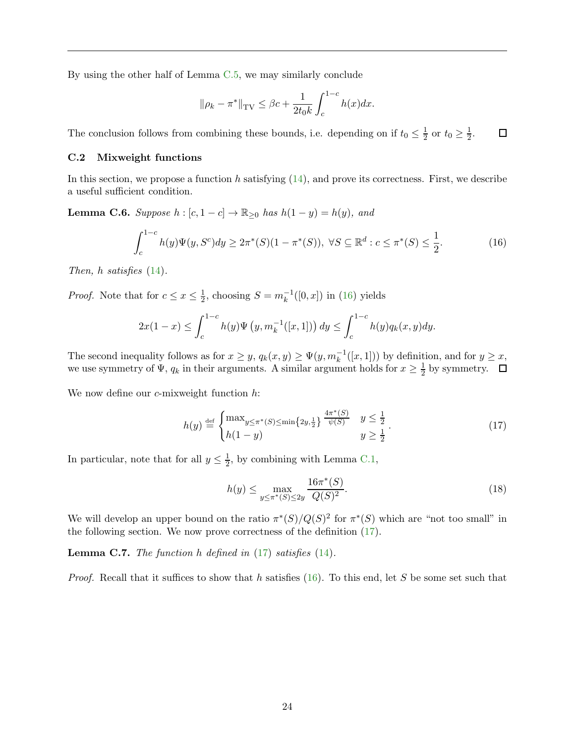By using the other half of Lemma C.5, we may similarly conclude

$$\|\rho_k - \pi^*\|_{\mathrm{TV}} \le \beta c + \frac{1}{2t_0 k}\int_c^{1-c} h(x)dx.$$

The conclusion follows from combining these bounds, i.e. depending on if $t_0 \le \frac{1}{2}$ or $t_0 \ge \frac{1}{2}$. $\square$

### C.2 Mixweight functions

In this section, we propose a function $h$ satisfying (14), and prove its correctness. First, we describe a useful sufficient condition.

**Lemma C.6.** *Suppose $h : [c, 1-c] \to \mathbb{R}_{\ge 0}$ has $h(1-y) = h(y)$, and*

$$\int_c^{1-c} h(y)\Psi(y, S^c)dy \ge 2\pi^*(S)(1-\pi^*(S)),\ \forall S \subseteq \mathbb{R}^d : c \le \pi^*(S) \le \frac{1}{2}. \tag{16}$$

*Then, $h$ satisfies (14).*

*Proof.* Note that for $c \le x \le \frac{1}{2}$, choosing $S = m_k^{-1}([0,x])$ in (16) yields

$$2x(1-x) \le \int_c^{1-c} h(y)\Psi\left(y, m_k^{-1}([x,1])\right)dy \le \int_c^{1-c} h(y)q_k(x,y)dy.$$

The second inequality follows as for $x \ge y$, $q_k(x,y) \ge \Psi(y, m_k^{-1}([x,1]))$ by definition, and for $y \ge x$, we use symmetry of $\Psi$, $q_k$ in their arguments. A similar argument holds for $x \ge \frac{1}{2}$ by symmetry. $\square$

We now define our $c$-mixweight function $h$:

$$h(y) \stackrel{\text{def}}{=} \begin{cases} \max_{y \le \pi^*(S) \le \min\left\{2y, \frac{1}{2}\right\}} \frac{4\pi^*(S)}{\psi(S)} & y \le \frac{1}{2} \\ h(1-y) & y \ge \frac{1}{2} \end{cases}. \tag{17}$$

In particular, note that for all $y \le \frac{1}{2}$, by combining with Lemma C.1,

$$h(y) \le \max_{y \le \pi^*(S) \le 2y} \frac{16\pi^*(S)}{Q(S)^2}. \tag{18}$$

We will develop an upper bound on the ratio $\pi^*(S)/Q(S)^2$ for $\pi^*(S)$ which are "not too small" in the following section. We now prove correctness of the definition (17).

**Lemma C.7.** *The function $h$ defined in (17) satisfies (14).*

*Proof.* Recall that it suffices to show that $h$ satisfies (16). To this end, let $S$ be some set such that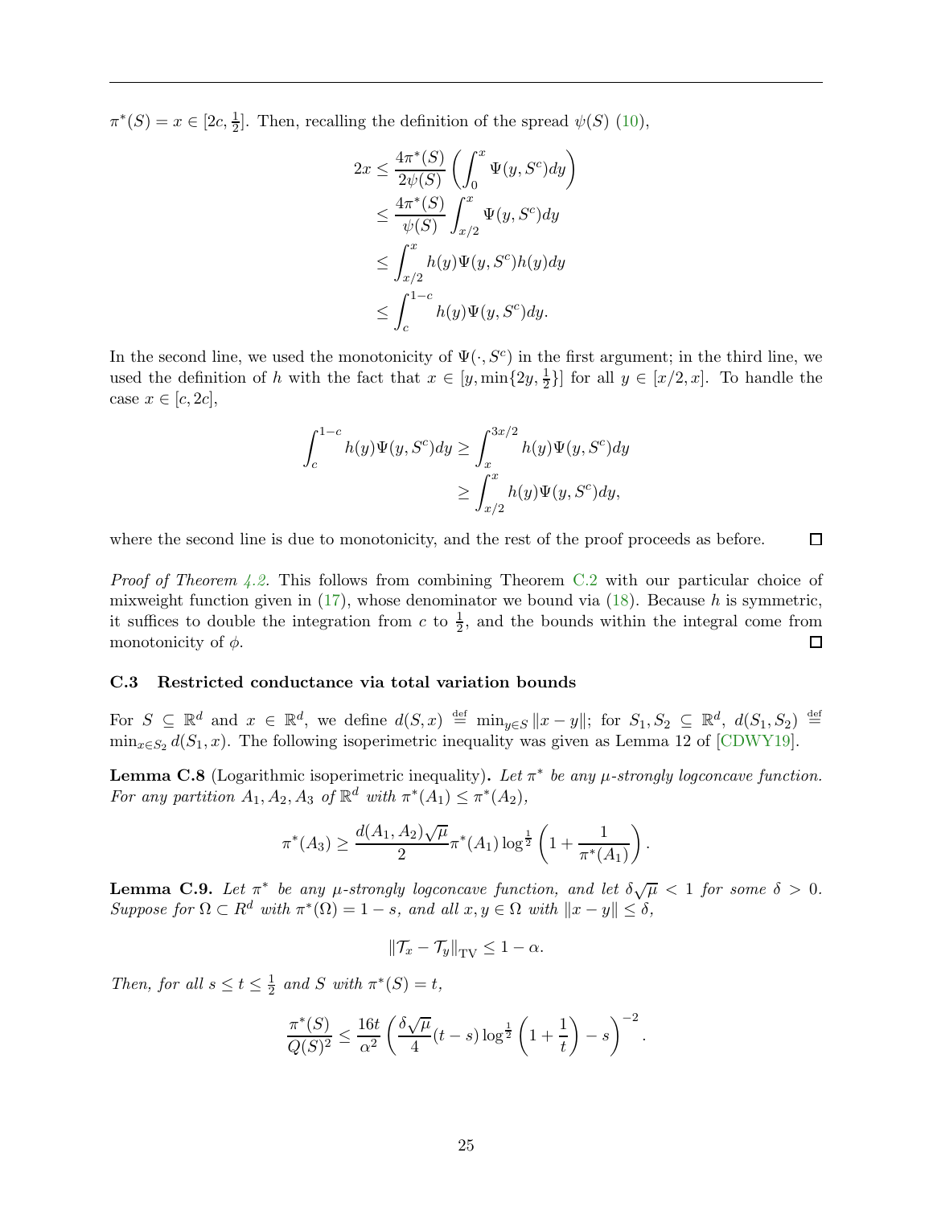$\pi^*(S) = x \in [2c, \frac{1}{2}]$. Then, recalling the definition of the spread $\psi(S)$ (10),

$$
\begin{aligned}
2x &\leq \frac{4\pi^*(S)}{2\psi(S)} \left( \int_0^x \Psi(y, S^c) dy \right) \\
&\leq \frac{4\pi^*(S)}{\psi(S)} \int_{x/2}^x \Psi(y, S^c) dy \\
&\leq \int_{x/2}^x h(y)\Psi(y, S^c) h(y) dy \\
&\leq \int_c^{1-c} h(y)\Psi(y, S^c) dy.
\end{aligned}
$$

In the second line, we used the monotonicity of $\Psi(\cdot, S^c)$ in the first argument; in the third line, we used the definition of $h$ with the fact that $x \in [y, \min\{2y, \frac{1}{2}\}]$ for all $y \in [x/2, x]$. To handle the case $x \in [c, 2c]$,

$$
\begin{aligned}
\int_c^{1-c} h(y)\Psi(y, S^c) dy &\geq \int_x^{3x/2} h(y)\Psi(y, S^c) dy \\
&\geq \int_{x/2}^x h(y)\Psi(y, S^c) dy,
\end{aligned}
$$

where the second line is due to monotonicity, and the rest of the proof proceeds as before. □

*Proof of Theorem 4.2.* This follows from combining Theorem C.2 with our particular choice of mixweight function given in (17), whose denominator we bound via (18). Because $h$ is symmetric, it suffices to double the integration from $c$ to $\frac{1}{2}$, and the bounds within the integral come from monotonicity of $\phi$. □

### C.3 Restricted conductance via total variation bounds

For $S \subseteq \mathbb{R}^d$ and $x \in \mathbb{R}^d$, we define $d(S, x) \stackrel{\text{def}}{=} \min_{y \in S} \|x - y\|$; for $S_1, S_2 \subseteq \mathbb{R}^d$, $d(S_1, S_2) \stackrel{\text{def}}{=} \min_{x \in S_2} d(S_1, x)$. The following isoperimetric inequality was given as Lemma 12 of [CDWY19].

**Lemma C.8** (Logarithmic isoperimetric inequality)**.** *Let $\pi^*$ be any $\mu$-strongly logconcave function. For any partition $A_1, A_2, A_3$ of $\mathbb{R}^d$ with $\pi^*(A_1) \leq \pi^*(A_2)$,*

$$
\pi^*(A_3) \geq \frac{d(A_1, A_2)\sqrt{\mu}}{2} \pi^*(A_1) \log^{\frac{1}{2}} \left( 1 + \frac{1}{\pi^*(A_1)} \right).
$$

**Lemma C.9.** *Let $\pi^*$ be any $\mu$-strongly logconcave function, and let $\delta\sqrt{\mu} < 1$ for some $\delta > 0$. Suppose for $\Omega \subset R^d$ with $\pi^*(\Omega) = 1 - s$, and all $x, y \in \Omega$ with $\|x - y\| \leq \delta$,*

$$
\|\mathcal{T}_x - \mathcal{T}_y\|_{\text{TV}} \leq 1 - \alpha.
$$

*Then, for all $s \leq t \leq \frac{1}{2}$ and $S$ with $\pi^*(S) = t$,*

$$
\frac{\pi^*(S)}{Q(S)^2} \leq \frac{16t}{\alpha^2} \left( \frac{\delta\sqrt{\mu}}{4}(t - s) \log^{\frac{1}{2}} \left( 1 + \frac{1}{t} \right) - s \right)^{-2}.
$$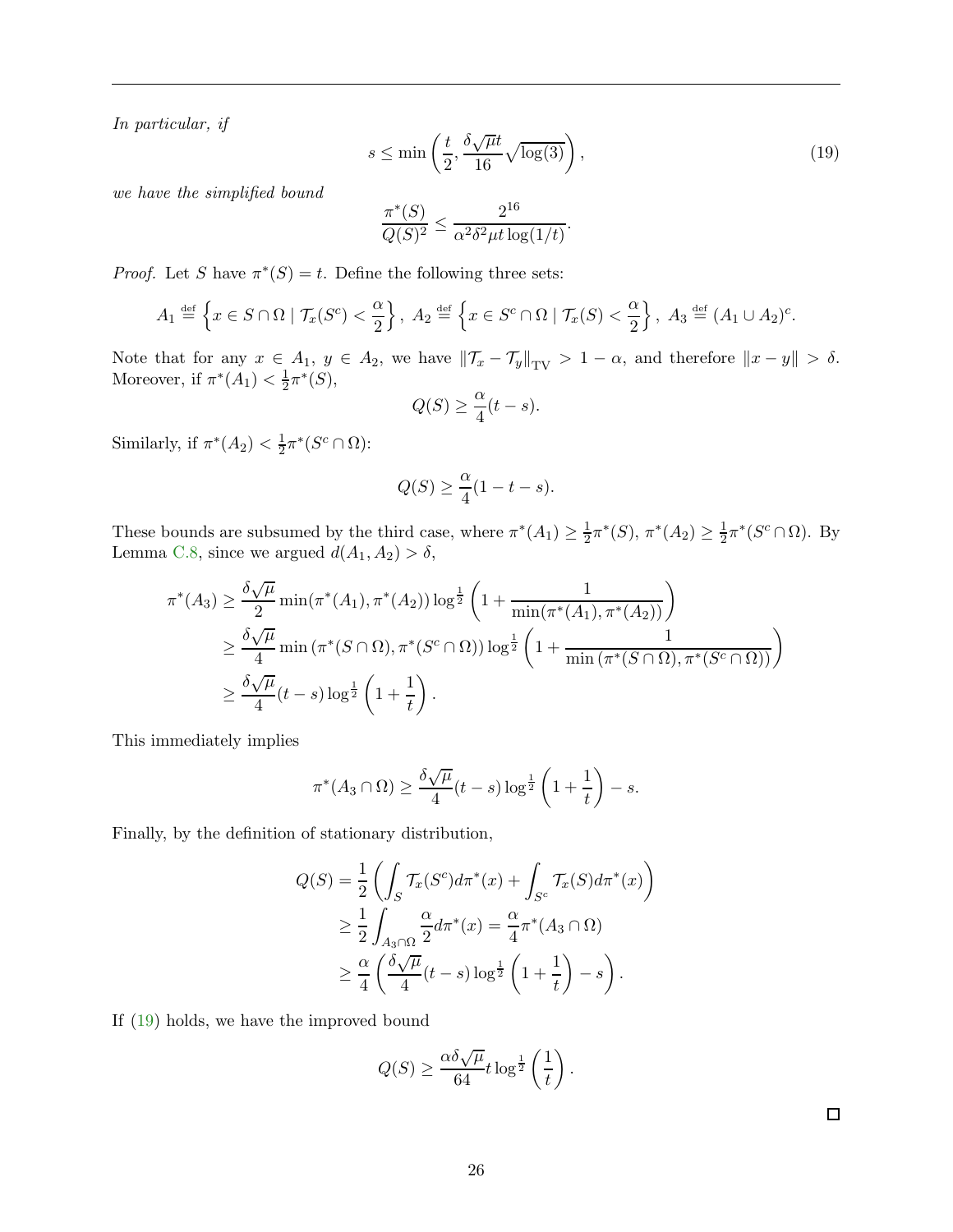*In particular, if*

$$s \le \min\left(\frac{t}{2}, \frac{\delta\sqrt{\mu}t}{16}\sqrt{\log(3)}\right), \tag{19}$$

*we have the simplified bound*

$$\frac{\pi^*(S)}{Q(S)^2} \le \frac{2^{16}}{\alpha^2\delta^2\mu t\log(1/t)}.$$

*Proof.* Let $S$ have $\pi^*(S) = t$. Define the following three sets:

$$A_1 \stackrel{\text{def}}{=} \left\{x \in S \cap \Omega \mid \mathcal{T}_x(S^c) < \frac{\alpha}{2}\right\},\ A_2 \stackrel{\text{def}}{=} \left\{x \in S^c \cap \Omega \mid \mathcal{T}_x(S) < \frac{\alpha}{2}\right\},\ A_3 \stackrel{\text{def}}{=} (A_1 \cup A_2)^c.$$

Note that for any $x \in A_1$, $y \in A_2$, we have $\|\mathcal{T}_x - \mathcal{T}_y\|_{\mathrm{TV}} > 1 - \alpha$, and therefore $\|x - y\| > \delta$. Moreover, if $\pi^*(A_1) < \frac{1}{2}\pi^*(S)$,

$$Q(S) \ge \frac{\alpha}{4}(t - s).$$

Similarly, if $\pi^*(A_2) < \frac{1}{2}\pi^*(S^c \cap \Omega)$:

$$Q(S) \ge \frac{\alpha}{4}(1 - t - s).$$

These bounds are subsumed by the third case, where $\pi^*(A_1) \ge \frac{1}{2}\pi^*(S)$, $\pi^*(A_2) \ge \frac{1}{2}\pi^*(S^c \cap \Omega)$. By Lemma C.8, since we argued $d(A_1, A_2) > \delta$,

$$\begin{aligned}
\pi^*(A_3) &\ge \frac{\delta\sqrt{\mu}}{2}\min(\pi^*(A_1), \pi^*(A_2))\log^{\frac{1}{2}}\left(1 + \frac{1}{\min(\pi^*(A_1), \pi^*(A_2))}\right) \\
&\ge \frac{\delta\sqrt{\mu}}{4}\min\left(\pi^*(S \cap \Omega), \pi^*(S^c \cap \Omega)\right)\log^{\frac{1}{2}}\left(1 + \frac{1}{\min\left(\pi^*(S \cap \Omega), \pi^*(S^c \cap \Omega)\right)}\right) \\
&\ge \frac{\delta\sqrt{\mu}}{4}(t - s)\log^{\frac{1}{2}}\left(1 + \frac{1}{t}\right).
\end{aligned}$$

This immediately implies

$$\pi^*(A_3 \cap \Omega) \ge \frac{\delta\sqrt{\mu}}{4}(t - s)\log^{\frac{1}{2}}\left(1 + \frac{1}{t}\right) - s.$$

Finally, by the definition of stationary distribution,

$$\begin{aligned}
Q(S) &= \frac{1}{2}\left(\int_S \mathcal{T}_x(S^c)d\pi^*(x) + \int_{S^c}\mathcal{T}_x(S)d\pi^*(x)\right) \\
&\ge \frac{1}{2}\int_{A_3 \cap \Omega}\frac{\alpha}{2}d\pi^*(x) = \frac{\alpha}{4}\pi^*(A_3 \cap \Omega) \\
&\ge \frac{\alpha}{4}\left(\frac{\delta\sqrt{\mu}}{4}(t - s)\log^{\frac{1}{2}}\left(1 + \frac{1}{t}\right) - s\right).
\end{aligned}$$

If (19) holds, we have the improved bound

$$Q(S) \ge \frac{\alpha\delta\sqrt{\mu}}{64}t\log^{\frac{1}{2}}\left(\frac{1}{t}\right).$$

□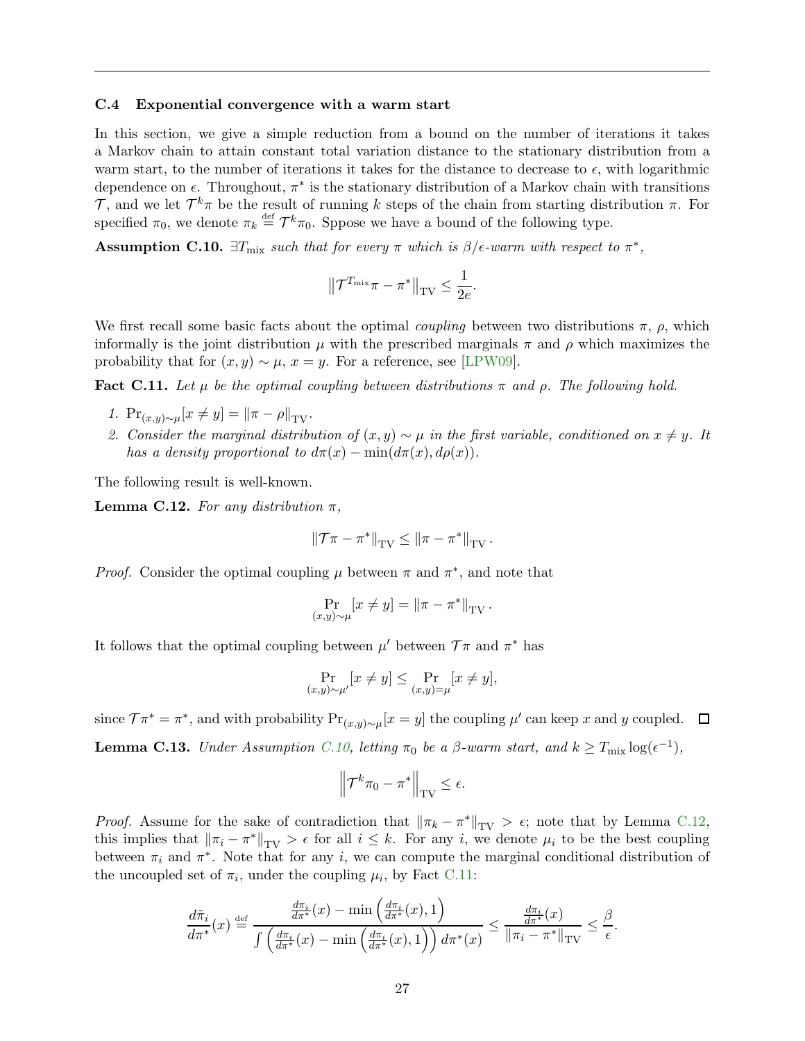### C.4 Exponential convergence with a warm start

In this section, we give a simple reduction from a bound on the number of iterations it takes a Markov chain to attain constant total variation distance to the stationary distribution from a warm start, to the number of iterations it takes for the distance to decrease to $\epsilon$, with logarithmic dependence on $\epsilon$. Throughout, $\pi^*$ is the stationary distribution of a Markov chain with transitions $\mathcal{T}$, and we let $\mathcal{T}^k\pi$ be the result of running $k$ steps of the chain from starting distribution $\pi$. For specified $\pi_0$, we denote $\pi_k \stackrel{\text{def}}{=} \mathcal{T}^k\pi_0$. Sppose we have a bound of the following type.

**Assumption C.10.** *$\exists T_{\text{mix}}$ such that for every $\pi$ which is $\beta/\epsilon$-warm with respect to $\pi^*$,*

$$\left\|\mathcal{T}^{T_{\text{mix}}}\pi - \pi^*\right\|_{\text{TV}} \leq \frac{1}{2e}.$$

We first recall some basic facts about the optimal *coupling* between two distributions $\pi$, $\rho$, which informally is the joint distribution $\mu$ with the prescribed marginals $\pi$ and $\rho$ which maximizes the probability that for $(x, y) \sim \mu$, $x = y$. For a reference, see [LPW09].

**Fact C.11.** *Let $\mu$ be the optimal coupling between distributions $\pi$ and $\rho$. The following hold.*

1. *$\Pr_{(x,y)\sim\mu}[x \neq y] = \|\pi - \rho\|_{\text{TV}}$.*
2. *Consider the marginal distribution of $(x, y) \sim \mu$ in the first variable, conditioned on $x \neq y$. It has a density proportional to $d\pi(x) - \min(d\pi(x), d\rho(x))$.*

The following result is well-known.

**Lemma C.12.** *For any distribution $\pi$,*

$$\|\mathcal{T}\pi - \pi^*\|_{\text{TV}} \leq \|\pi - \pi^*\|_{\text{TV}}.$$

*Proof.* Consider the optimal coupling $\mu$ between $\pi$ and $\pi^*$, and note that

$$\Pr_{(x,y)\sim\mu}[x \neq y] = \|\pi - \pi^*\|_{\text{TV}}.$$

It follows that the optimal coupling between $\mu'$ between $\mathcal{T}\pi$ and $\pi^*$ has

$$\Pr_{(x,y)\sim\mu'}[x \neq y] \leq \Pr_{(x,y)=\mu}[x \neq y],$$

since $\mathcal{T}\pi^* = \pi^*$, and with probability $\Pr_{(x,y)\sim\mu}[x = y]$ the coupling $\mu'$ can keep $x$ and $y$ coupled. $\square$

**Lemma C.13.** *Under Assumption C.10, letting $\pi_0$ be a $\beta$-warm start, and $k \geq T_{\text{mix}} \log(\epsilon^{-1})$,*

$$\left\|\mathcal{T}^k\pi_0 - \pi^*\right\|_{\text{TV}} \leq \epsilon.$$

*Proof.* Assume for the sake of contradiction that $\|\pi_k - \pi^*\|_{\text{TV}} > \epsilon$; note that by Lemma C.12, this implies that $\|\pi_i - \pi^*\|_{\text{TV}} > \epsilon$ for all $i \leq k$. For any $i$, we denote $\mu_i$ to be the best coupling between $\pi_i$ and $\pi^*$. Note that for any $i$, we can compute the marginal conditional distribution of the uncoupled set of $\pi_i$, under the coupling $\mu_i$, by Fact C.11:

$$\frac{d\tilde{\pi}_i}{d\pi^*}(x) \stackrel{\text{def}}{=} \frac{\frac{d\pi_i}{d\pi^*}(x) - \min\left(\frac{d\pi_i}{d\pi^*}(x), 1\right)}{\int\left(\frac{d\pi_i}{d\pi^*}(x) - \min\left(\frac{d\pi_i}{d\pi^*}(x), 1\right)\right) d\pi^*(x)} \leq \frac{\frac{d\pi_i}{d\pi^*}(x)}{\|\pi_i - \pi^*\|_{\text{TV}}} \leq \frac{\beta}{\epsilon}.$$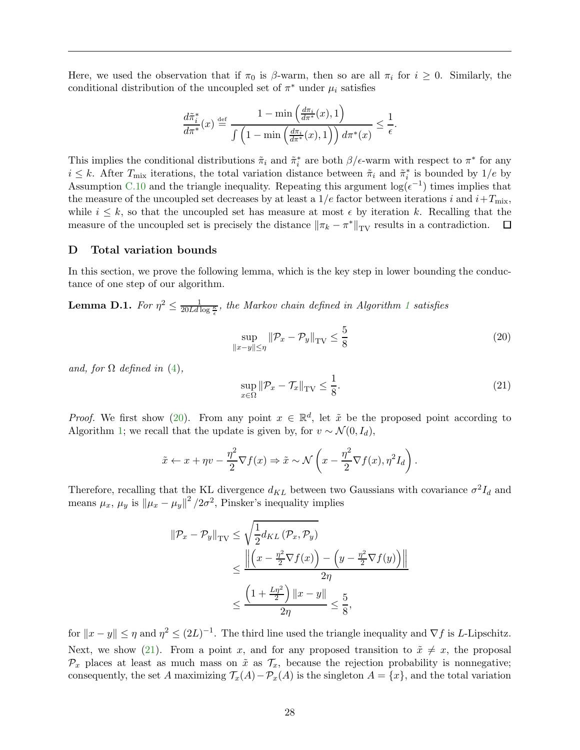Here, we used the observation that if $\pi_0$ is $\beta$-warm, then so are all $\pi_i$ for $i \geq 0$. Similarly, the conditional distribution of the uncoupled set of $\pi^*$ under $\mu_i$ satisfies

$$\frac{d\tilde{\pi}_i^*}{d\pi^*}(x) \stackrel{\text{def}}{=} \frac{1 - \min\left(\frac{d\pi_i}{d\pi^*}(x), 1\right)}{\int \left(1 - \min\left(\frac{d\pi_i}{d\pi^*}(x), 1\right)\right) d\pi^*(x)} \leq \frac{1}{\epsilon}.$$

This implies the conditional distributions $\tilde{\pi}_i$ and $\tilde{\pi}_i^*$ are both $\beta/\epsilon$-warm with respect to $\pi^*$ for any $i \leq k$. After $T_{\text{mix}}$ iterations, the total variation distance between $\tilde{\pi}_i$ and $\tilde{\pi}_i^*$ is bounded by $1/e$ by Assumption C.10 and the triangle inequality. Repeating this argument $\log(\epsilon^{-1})$ times implies that the measure of the uncoupled set decreases by at least a $1/e$ factor between iterations $i$ and $i + T_{\text{mix}}$, while $i \leq k$, so that the uncoupled set has measure at most $\epsilon$ by iteration $k$. Recalling that the measure of the uncoupled set is precisely the distance $\|\pi_k - \pi^*\|_{\text{TV}}$ results in a contradiction. ◻

## D Total variation bounds

In this section, we prove the following lemma, which is the key step in lower bounding the conductance of one step of our algorithm.

**Lemma D.1.** *For $\eta^2 \leq \frac{1}{20Ld \log \frac{\kappa}{\epsilon}}$, the Markov chain defined in Algorithm 1 satisfies*

$$\sup_{\|x-y\| \leq \eta} \|\mathcal{P}_x - \mathcal{P}_y\|_{\text{TV}} \leq \frac{5}{8} \tag{20}$$

*and, for $\Omega$ defined in (4),*

$$\sup_{x \in \Omega} \|\mathcal{P}_x - \mathcal{T}_x\|_{\text{TV}} \leq \frac{1}{8}. \tag{21}$$

*Proof.* We first show (20). From any point $x \in \mathbb{R}^d$, let $\tilde{x}$ be the proposed point according to Algorithm 1; we recall that the update is given by, for $v \sim \mathcal{N}(0, I_d)$,

$$\tilde{x} \leftarrow x + \eta v - \frac{\eta^2}{2}\nabla f(x) \Rightarrow \tilde{x} \sim \mathcal{N}\left(x - \frac{\eta^2}{2}\nabla f(x), \eta^2 I_d\right).$$

Therefore, recalling that the KL divergence $d_{KL}$ between two Gaussians with covariance $\sigma^2 I_d$ and means $\mu_x$, $\mu_y$ is $\|\mu_x - \mu_y\|^2 / 2\sigma^2$, Pinsker's inequality implies

$$\begin{aligned}
\|\mathcal{P}_x - \mathcal{P}_y\|_{\text{TV}} &\leq \sqrt{\frac{1}{2} d_{KL}\left(\mathcal{P}_x, \mathcal{P}_y\right)} \\
&\leq \frac{\left\|\left(x - \frac{\eta^2}{2}\nabla f(x)\right) - \left(y - \frac{\eta^2}{2}\nabla f(y)\right)\right\|}{2\eta} \\
&\leq \frac{\left(1 + \frac{L\eta^2}{2}\right)\|x - y\|}{2\eta} \leq \frac{5}{8},
\end{aligned}$$

for $\|x - y\| \leq \eta$ and $\eta^2 \leq (2L)^{-1}$. The third line used the triangle inequality and $\nabla f$ is $L$-Lipschitz.

Next, we show (21). From a point $x$, and for any proposed transition to $\tilde{x} \neq x$, the proposal $\mathcal{P}_x$ places at least as much mass on $\tilde{x}$ as $\mathcal{T}_x$, because the rejection probability is nonnegative; consequently, the set $A$ maximizing $\mathcal{T}_x(A) - \mathcal{P}_x(A)$ is the singleton $A = \{x\}$, and the total variation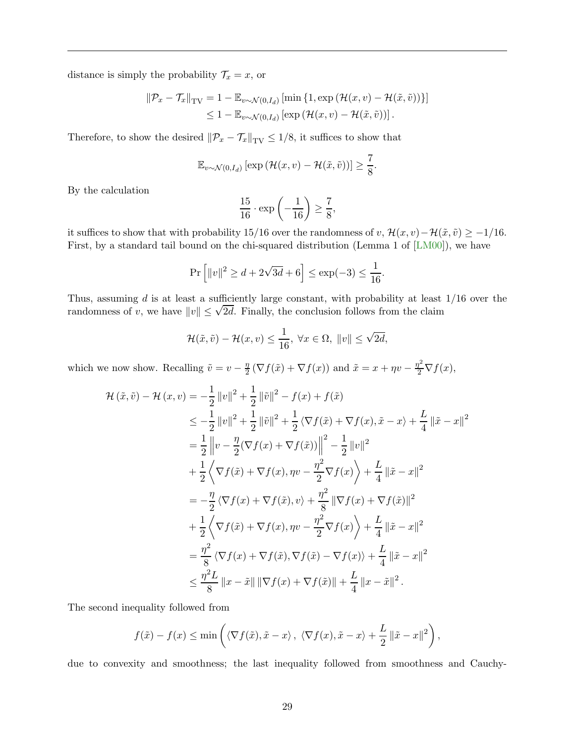distance is simply the probability $\mathcal{T}_x = x$, or

$$
\begin{aligned}
\|\mathcal{P}_x - \mathcal{T}_x\|_{\mathrm{TV}} &= 1 - \mathbb{E}_{v \sim \mathcal{N}(0, I_d)} \left[\min\left\{1, \exp\left(\mathcal{H}(x, v) - \mathcal{H}(\tilde{x}, \tilde{v})\right)\right\}\right] \\
&\le 1 - \mathbb{E}_{v \sim \mathcal{N}(0, I_d)} \left[\exp\left(\mathcal{H}(x, v) - \mathcal{H}(\tilde{x}, \tilde{v})\right)\right].
\end{aligned}
$$

Therefore, to show the desired $\|\mathcal{P}_x - \mathcal{T}_x\|_{\mathrm{TV}} \le 1/8$, it suffices to show that

$$
\mathbb{E}_{v \sim \mathcal{N}(0, I_d)} \left[\exp\left(\mathcal{H}(x, v) - \mathcal{H}(\tilde{x}, \tilde{v})\right)\right] \ge \frac{7}{8}.
$$

By the calculation

$$
\frac{15}{16} \cdot \exp\left(-\frac{1}{16}\right) \ge \frac{7}{8},
$$

it suffices to show that with probability $15/16$ over the randomness of $v$, $\mathcal{H}(x, v) - \mathcal{H}(\tilde{x}, \tilde{v}) \ge -1/16$. First, by a standard tail bound on the chi-squared distribution (Lemma 1 of [LM00]), we have

$$
\Pr\left[\|v\|^2 \ge d + 2\sqrt{3d} + 6\right] \le \exp(-3) \le \frac{1}{16}.
$$

Thus, assuming $d$ is at least a sufficiently large constant, with probability at least $1/16$ over the randomness of $v$, we have $\|v\| \le \sqrt{2d}$. Finally, the conclusion follows from the claim

$$
\mathcal{H}(\tilde{x}, \tilde{v}) - \mathcal{H}(x, v) \le \frac{1}{16}, \ \forall x \in \Omega, \ \|v\| \le \sqrt{2d},
$$

which we now show. Recalling $\tilde{v} = v - \frac{\eta}{2}\left(\nabla f(\tilde{x}) + \nabla f(x)\right)$ and $\tilde{x} = x + \eta v - \frac{\eta^2}{2} \nabla f(x)$,

$$
\begin{aligned}
\mathcal{H}\left(\tilde{x}, \tilde{v}\right) - \mathcal{H}\left(x, v\right) &= -\frac{1}{2}\|v\|^2 + \frac{1}{2}\|\tilde{v}\|^2 - f(x) + f(\tilde{x}) \\
&\le -\frac{1}{2}\|v\|^2 + \frac{1}{2}\|\tilde{v}\|^2 + \frac{1}{2}\left\langle \nabla f(\tilde{x}) + \nabla f(x), \tilde{x} - x \right\rangle + \frac{L}{4}\|\tilde{x} - x\|^2 \\
&= \frac{1}{2}\left\|v - \frac{\eta}{2}(\nabla f(x) + \nabla f(\tilde{x}))\right\|^2 - \frac{1}{2}\|v\|^2 \\
&+ \frac{1}{2}\left\langle \nabla f(\tilde{x}) + \nabla f(x), \eta v - \frac{\eta^2}{2}\nabla f(x) \right\rangle + \frac{L}{4}\|\tilde{x} - x\|^2 \\
&= -\frac{\eta}{2}\left\langle \nabla f(x) + \nabla f(\tilde{x}), v \right\rangle + \frac{\eta^2}{8}\|\nabla f(x) + \nabla f(\tilde{x})\|^2 \\
&+ \frac{1}{2}\left\langle \nabla f(\tilde{x}) + \nabla f(x), \eta v - \frac{\eta^2}{2}\nabla f(x) \right\rangle + \frac{L}{4}\|\tilde{x} - x\|^2 \\
&= \frac{\eta^2}{8}\left\langle \nabla f(x) + \nabla f(\tilde{x}), \nabla f(\tilde{x}) - \nabla f(x) \right\rangle + \frac{L}{4}\|\tilde{x} - x\|^2 \\
&\le \frac{\eta^2 L}{8}\|x - \tilde{x}\|\|\nabla f(x) + \nabla f(\tilde{x})\| + \frac{L}{4}\|x - \tilde{x}\|^2.
\end{aligned}
$$

The second inequality followed from

$$
f(\tilde{x}) - f(x) \le \min\left(\left\langle \nabla f(\tilde{x}), \tilde{x} - x \right\rangle, \ \left\langle \nabla f(x), \tilde{x} - x \right\rangle + \frac{L}{2}\|\tilde{x} - x\|^2\right),
$$

due to convexity and smoothness; the last inequality followed from smoothness and Cauchy-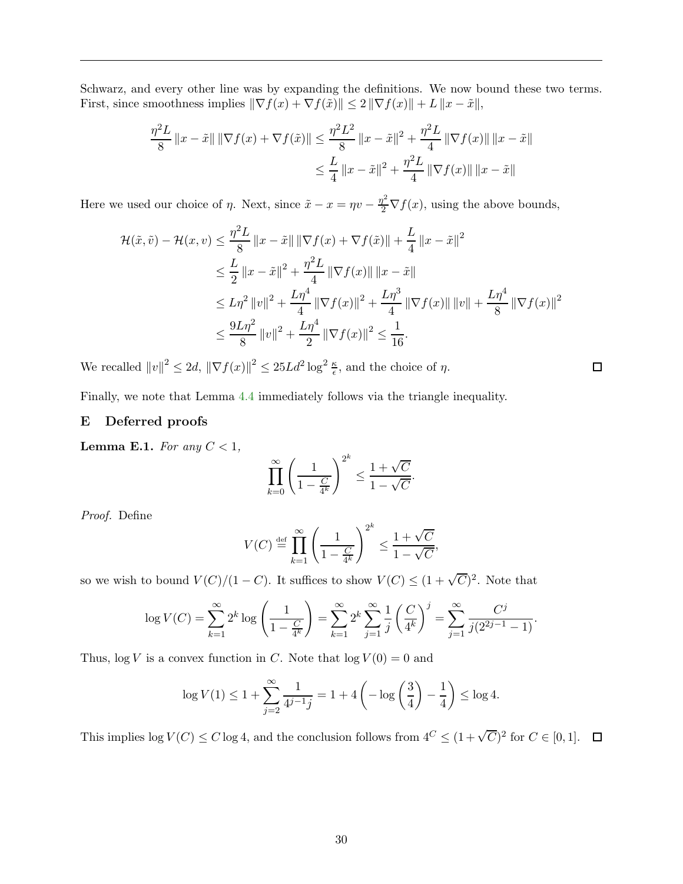Schwarz, and every other line was by expanding the definitions. We now bound these two terms. First, since smoothness implies $\|\nabla f(x) + \nabla f(\tilde{x})\| \leq 2\|\nabla f(x)\| + L\|x - \tilde{x}\|$,

$$
\begin{aligned}
\frac{\eta^2 L}{8}\|x - \tilde{x}\|\|\nabla f(x) + \nabla f(\tilde{x})\| &\leq \frac{\eta^2 L^2}{8}\|x - \tilde{x}\|^2 + \frac{\eta^2 L}{4}\|\nabla f(x)\|\|x - \tilde{x}\| \\
&\leq \frac{L}{4}\|x - \tilde{x}\|^2 + \frac{\eta^2 L}{4}\|\nabla f(x)\|\|x - \tilde{x}\|
\end{aligned}
$$

Here we used our choice of $\eta$. Next, since $\tilde{x} - x = \eta v - \frac{\eta^2}{2}\nabla f(x)$, using the above bounds,

$$
\begin{aligned}
\mathcal{H}(\tilde{x}, \tilde{v}) - \mathcal{H}(x, v) &\leq \frac{\eta^2 L}{8}\|x - \tilde{x}\|\|\nabla f(x) + \nabla f(\tilde{x})\| + \frac{L}{4}\|x - \tilde{x}\|^2 \\
&\leq \frac{L}{2}\|x - \tilde{x}\|^2 + \frac{\eta^2 L}{4}\|\nabla f(x)\|\|x - \tilde{x}\| \\
&\leq L\eta^2\|v\|^2 + \frac{L\eta^4}{4}\|\nabla f(x)\|^2 + \frac{L\eta^3}{4}\|\nabla f(x)\|\|v\| + \frac{L\eta^4}{8}\|\nabla f(x)\|^2 \\
&\leq \frac{9L\eta^2}{8}\|v\|^2 + \frac{L\eta^4}{2}\|\nabla f(x)\|^2 \leq \frac{1}{16}.
\end{aligned}
$$

We recalled $\|v\|^2 \leq 2d$, $\|\nabla f(x)\|^2 \leq 25Ld^2\log^2\frac{\kappa}{\epsilon}$, and the choice of $\eta$. $\square$

Finally, we note that Lemma 4.4 immediately follows via the triangle inequality.

## E Deferred proofs

**Lemma E.1.** *For any $C < 1$,*

$$
\prod_{k=0}^{\infty}\left(\frac{1}{1 - \frac{C}{4^k}}\right)^{2^k} \leq \frac{1 + \sqrt{C}}{1 - \sqrt{C}}.
$$

*Proof.* Define

$$
V(C) \stackrel{\text{def}}{=} \prod_{k=1}^{\infty}\left(\frac{1}{1 - \frac{C}{4^k}}\right)^{2^k} \leq \frac{1 + \sqrt{C}}{1 - \sqrt{C}},
$$

so we wish to bound $V(C)/(1 - C)$. It suffices to show $V(C) \leq (1 + \sqrt{C})^2$. Note that

$$
\log V(C) = \sum_{k=1}^{\infty} 2^k \log\left(\frac{1}{1 - \frac{C}{4^k}}\right) = \sum_{k=1}^{\infty} 2^k \sum_{j=1}^{\infty}\frac{1}{j}\left(\frac{C}{4^k}\right)^j = \sum_{j=1}^{\infty}\frac{C^j}{j(2^{2j-1} - 1)}.
$$

Thus, $\log V$ is a convex function in $C$. Note that $\log V(0) = 0$ and

$$
\log V(1) \leq 1 + \sum_{j=2}^{\infty}\frac{1}{4^{j-1}j} = 1 + 4\left(-\log\left(\frac{3}{4}\right) - \frac{1}{4}\right) \leq \log 4.
$$

This implies $\log V(C) \leq C\log 4$, and the conclusion follows from $4^C \leq (1 + \sqrt{C})^2$ for $C \in [0, 1]$. $\square$